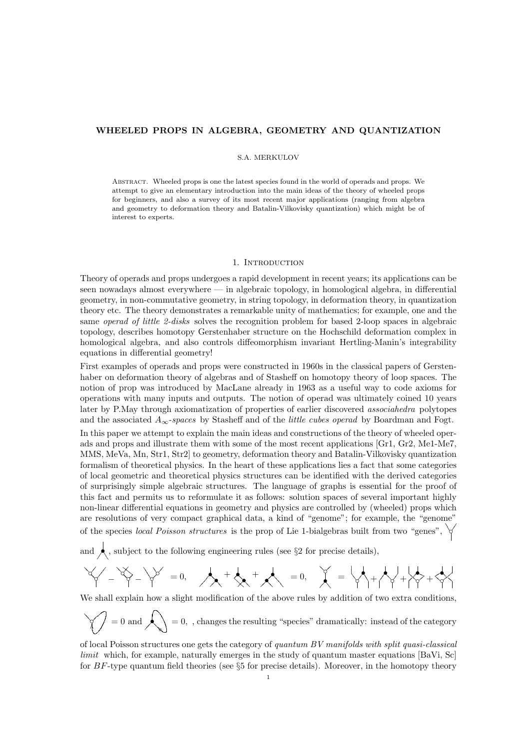# WHEELED PROPS IN ALGEBRA, GEOMETRY AND QUANTIZATION

S.A. MERKULOV

Abstract. Wheeled props is one the latest species found in the world of operads and props. We attempt to give an elementary introduction into the main ideas of the theory of wheeled props for beginners, and also a survey of its most recent major applications (ranging from algebra and geometry to deformation theory and Batalin-Vilkovisky quantization) which might be of interest to experts.

## 1. Introduction

Theory of operads and props undergoes a rapid development in recent years; its applications can be seen nowadays almost everywhere — in algebraic topology, in homological algebra, in differential geometry, in non-commutative geometry, in string topology, in deformation theory, in quantization theory etc. The theory demonstrates a remarkable unity of mathematics; for example, one and the same *operad of little 2-disks* solves the recognition problem for based 2-loop spaces in algebraic topology, describes homotopy Gerstenhaber structure on the Hochschild deformation complex in homological algebra, and also controls diffeomorphism invariant Hertling-Manin's integrability equations in differential geometry!

First examples of operads and props were constructed in 1960s in the classical papers of Gerstenhaber on deformation theory of algebras and of Stasheff on homotopy theory of loop spaces. The notion of prop was introduced by MacLane already in 1963 as a useful way to code axioms for operations with many inputs and outputs. The notion of operad was ultimately coined 10 years later by P.May through axiomatization of properties of earlier discovered *associahedra* polytopes and the associated $A_\infty$-*spaces* by Stasheff and of the *little cubes operad* by Boardman and Fogt.

In this paper we attempt to explain the main ideas and constructions of the theory of wheeled operads and props and illustrate them with some of the most recent applications [Gr1, Gr2, Me1-Me7, MMS, MeVa, Mn, Str1, Str2] to geometry, deformation theory and Batalin-Vilkovisky quantization formalism of theoretical physics. In the heart of these applications lies a fact that some categories of local geometric and theoretical physics structures can be identified with the derived categories of surprisingly simple algebraic structures. The language of graphs is essential for the proof of this fact and permits us to reformulate it as follows: solution spaces of several important highly non-linear differential equations in geometry and physics are controlled by (wheeled) props which are resolutions of very compact graphical data, a kind of "genome"; for example, the "genome" of the species *local Poisson structures* is the prop of Lie 1-bialgebras built from two "genes", [graph] and [graph], subject to the following engineering rules (see §2 for precise details),

[graph] − [graph] − [graph] = 0, [graph] + [graph] + [graph] = 0, [graph] = [graph] + [graph] + [graph] + [graph]

We shall explain how a slight modification of the above rules by addition of two extra conditions,

[graph] = 0 and [graph] = 0, , changes the resulting "species" dramatically: instead of the category of local Poisson structures one gets the category of *quantum BV manifolds with split quasi-classical limit* which, for example, naturally emerges in the study of quantum master equations [BaVi, Sc] for $BF$-type quantum field theories (see §5 for precise details). Moreover, in the homotopy theory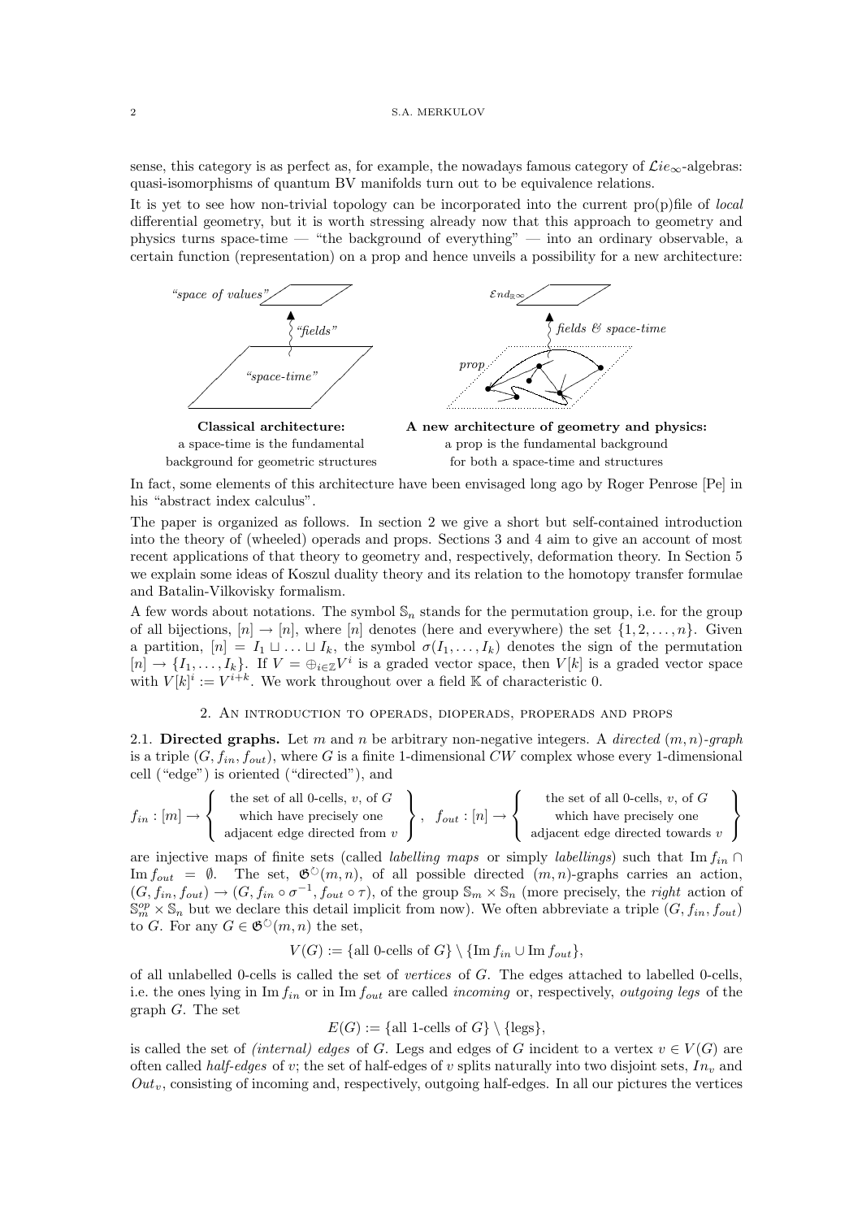sense, this category is as perfect as, for example, the nowadays famous category of $\mathcal{L}ie_\infty$-algebras: quasi-isomorphisms of quantum BV manifolds turn out to be equivalence relations.

It is yet to see how non-trivial topology can be incorporated into the current pro(p)file of *local* differential geometry, but it is worth stressing already now that this approach to geometry and physics turns space-time — "the background of everything" — into an ordinary observable, a certain function (representation) on a prop and hence unveils a possibility for a new architecture:

*"space of values"* ← *"fields"* ← *"space-time"*　　　　$\mathcal{E}nd_{\mathbb{R}^\infty}$ ← *fields & space-time* ← *prop*

**Classical architecture:**
a space-time is the fundamental
background for geometric structures

**A new architecture of geometry and physics:**
a prop is the fundamental background
for both a space-time and structures

In fact, some elements of this architecture have been envisaged long ago by Roger Penrose [Pe] in his "abstract index calculus".

The paper is organized as follows. In section 2 we give a short but self-contained introduction into the theory of (wheeled) operads and props. Sections 3 and 4 aim to give an account of most recent applications of that theory to geometry and, respectively, deformation theory. In Section 5 we explain some ideas of Koszul duality theory and its relation to the homotopy transfer formulae and Batalin-Vilkovisky formalism.

A few words about notations. The symbol $\mathbb{S}_n$ stands for the permutation group, i.e. for the group of all bijections, $[n] \to [n]$, where $[n]$ denotes (here and everywhere) the set $\{1, 2, \ldots, n\}$. Given a partition, $[n] = I_1 \sqcup \ldots \sqcup I_k$, the symbol $\sigma(I_1, \ldots, I_k)$ denotes the sign of the permutation $[n] \to \{I_1, \ldots, I_k\}$. If $V = \oplus_{i\in\mathbb{Z}} V^i$ is a graded vector space, then $V[k]$ is a graded vector space with $V[k]^i := V^{i+k}$. We work throughout over a field $\mathbb{K}$ of characteristic 0.

## 2. An introduction to operads, dioperads, properads and props

2.1. **Directed graphs.** Let $m$ and $n$ be arbitrary non-negative integers. A *directed* $(m,n)$*-graph* is a triple $(G, f_{in}, f_{out})$, where $G$ is a finite 1-dimensional $CW$ complex whose every 1-dimensional cell ("edge") is oriented ("directed"), and

$$f_{in} : [m] \to \left\{ \begin{array}{c} \text{the set of all 0-cells, } v, \text{ of } G \\ \text{which have precisely one} \\ \text{adjacent edge directed from } v \end{array} \right\}, \quad f_{out} : [n] \to \left\{ \begin{array}{c} \text{the set of all 0-cells, } v, \text{ of } G \\ \text{which have precisely one} \\ \text{adjacent edge directed towards } v \end{array} \right\}$$

are injective maps of finite sets (called *labelling maps* or simply *labellings*) such that $\operatorname{Im} f_{in} \cap \operatorname{Im} f_{out} = \emptyset$. The set, $\mathfrak{G}^{\circlearrowright}(m,n)$, of all possible directed $(m,n)$-graphs carries an action, $(G, f_{in}, f_{out}) \to (G, f_{in} \circ \sigma^{-1}, f_{out} \circ \tau)$, of the group $\mathbb{S}_m \times \mathbb{S}_n$ (more precisely, the *right* action of $\mathbb{S}_m^{op} \times \mathbb{S}_n$ but we declare this detail implicit from now). We often abbreviate a triple $(G, f_{in}, f_{out})$ to $G$. For any $G \in \mathfrak{G}^{\circlearrowright}(m,n)$ the set,

$$V(G) := \{\text{all 0-cells of } G\} \setminus \{\operatorname{Im} f_{in} \cup \operatorname{Im} f_{out}\},$$

of all unlabelled 0-cells is called the set of *vertices* of $G$. The edges attached to labelled 0-cells, i.e. the ones lying in $\operatorname{Im} f_{in}$ or in $\operatorname{Im} f_{out}$ are called *incoming* or, respectively, *outgoing legs* of the graph $G$. The set

$$E(G) := \{\text{all 1-cells of } G\} \setminus \{\text{legs}\},$$

is called the set of *(internal) edges* of $G$. Legs and edges of $G$ incident to a vertex $v \in V(G)$ are often called *half-edges* of $v$; the set of half-edges of $v$ splits naturally into two disjoint sets, $In_v$ and $Out_v$, consisting of incoming and, respectively, outgoing half-edges. In all our pictures the vertices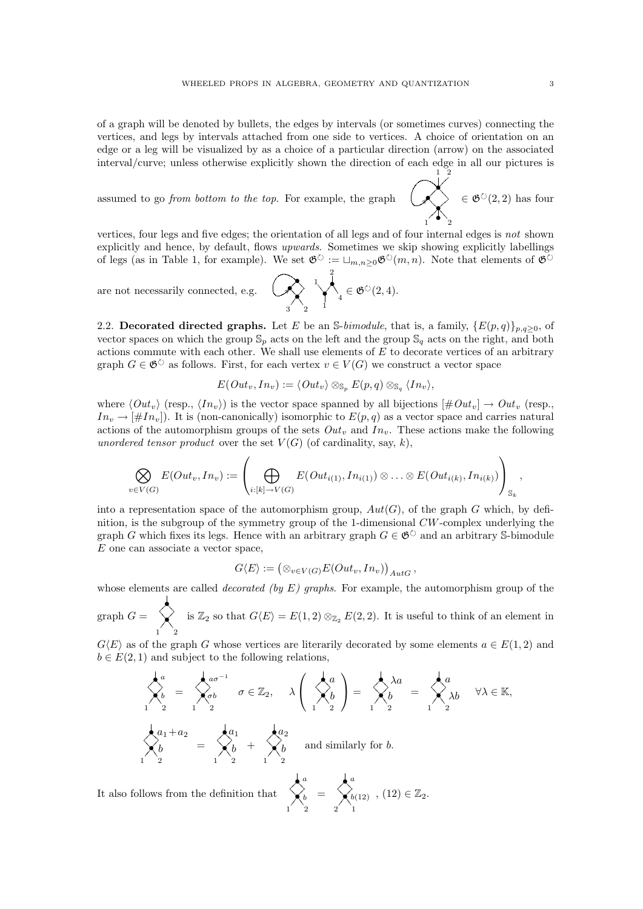of a graph will be denoted by bullets, the edges by intervals (or sometimes curves) connecting the vertices, and legs by intervals attached from one side to vertices. A choice of orientation on an edge or a leg will be visualized by as a choice of a particular direction (arrow) on the associated interval/curve; unless otherwise explicitly shown the direction of each edge in all our pictures is assumed to go *from bottom to the top*. For example, the graph $\in \mathfrak{G}^{\circlearrowright}(2,2)$ has four vertices, four legs and five edges; the orientation of all legs and of four internal edges is *not* shown explicitly and hence, by default, flows *upwards*. Sometimes we skip showing explicitly labellings of legs (as in Table 1, for example). We set $\mathfrak{G}^{\circlearrowright} := \sqcup_{m,n\geq 0}\mathfrak{G}^{\circlearrowright}(m,n)$. Note that elements of $\mathfrak{G}^{\circlearrowright}$ are not necessarily connected, e.g. $\in \mathfrak{G}^{\circlearrowright}(2,4)$.

**2.2. Decorated directed graphs.** Let $E$ be an $\mathbb{S}$-*bimodule*, that is, a family, $\{E(p,q)\}_{p,q\geq 0}$, of vector spaces on which the group $\mathbb{S}_p$ acts on the left and the group $\mathbb{S}_q$ acts on the right, and both actions commute with each other. We shall use elements of $E$ to decorate vertices of an arbitrary graph $G \in \mathfrak{G}^{\circlearrowright}$ as follows. First, for each vertex $v \in V(G)$ we construct a vector space

$$E(Out_v, In_v) := \langle Out_v\rangle \otimes_{\mathbb{S}_p} E(p,q) \otimes_{\mathbb{S}_q} \langle In_v\rangle,$$

where $\langle Out_v\rangle$ (resp., $\langle In_v\rangle$) is the vector space spanned by all bijections $[\#Out_v] \to Out_v$ (resp., $In_v \to [\#In_v]$). It is (non-canonically) isomorphic to $E(p,q)$ as a vector space and carries natural actions of the automorphism groups of the sets $Out_v$ and $In_v$. These actions make the following *unordered tensor product* over the set $V(G)$ (of cardinality, say, $k$),

$$\bigotimes_{v\in V(G)} E(Out_v, In_v) := \left(\bigoplus_{i:[k]\to V(G)} E(Out_{i(1)}, In_{i(1)}) \otimes \ldots \otimes E(Out_{i(k)}, In_{i(k)})\right)_{\mathbb{S}_k},$$

into a representation space of the automorphism group, $Aut(G)$, of the graph $G$ which, by definition, is the subgroup of the symmetry group of the 1-dimensional $CW$-complex underlying the graph $G$ which fixes its legs. Hence with an arbitrary graph $G \in \mathfrak{G}^{\circlearrowright}$ and an arbitrary $\mathbb{S}$-bimodule $E$ one can associate a vector space,

$$G\langle E\rangle := \left(\otimes_{v\in V(G)} E(Out_v, In_v)\right)_{AutG},$$

whose elements are called *decorated (by $E$) graphs*. For example, the automorphism group of the graph $G =$ is $\mathbb{Z}_2$ so that $G\langle E\rangle = E(1,2) \otimes_{\mathbb{Z}_2} E(2,2)$. It is useful to think of an element in $G\langle E\rangle$ as of the graph $G$ whose vertices are literarily decorated by some elements $a \in E(1,2)$ and $b \in E(2,1)$ and subject to the following relations,

$$\sigma \in \mathbb{Z}_2, \qquad \forall \lambda \in \mathbb{K},$$

and similarly for $b$.

It also follows from the definition that $\quad$ , $(12) \in \mathbb{Z}_2$.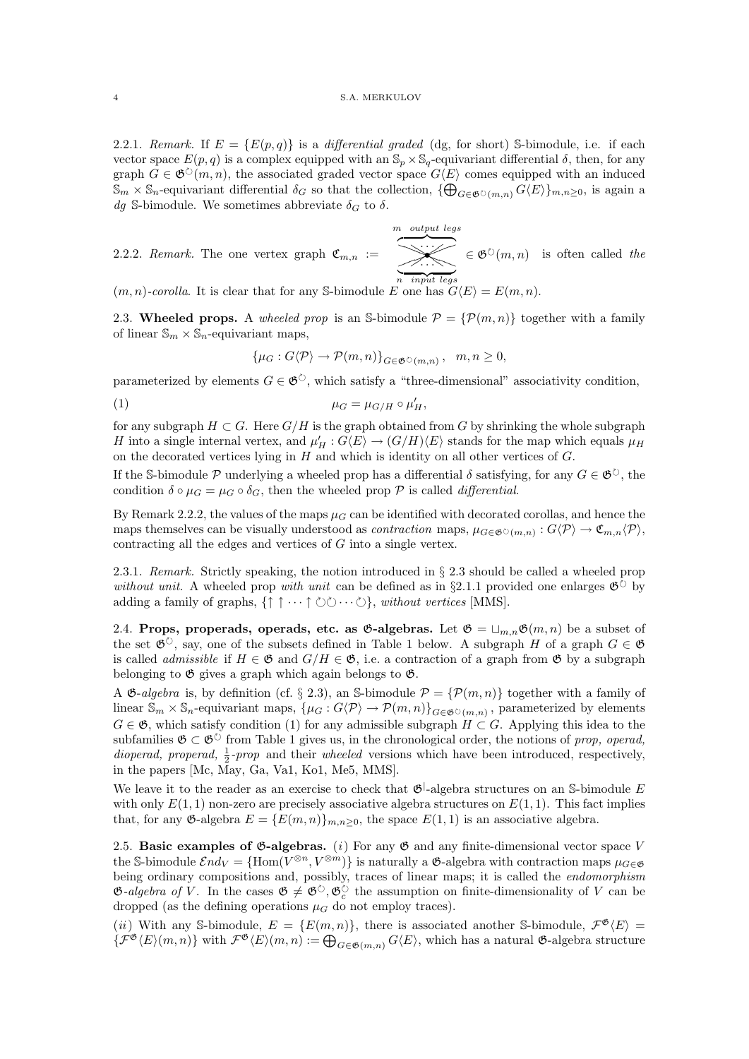2.2.1. *Remark.* If $E = \{E(p,q)\}$ is a *differential graded* (dg, for short) $\mathbb{S}$-bimodule, i.e. if each vector space $E(p,q)$ is a complex equipped with an $\mathbb{S}_p \times \mathbb{S}_q$-equivariant differential $\delta$, then, for any graph $G \in \mathfrak{G}^{\circlearrowright}(m,n)$, the associated graded vector space $G\langle E\rangle$ comes equipped with an induced $\mathbb{S}_m \times \mathbb{S}_n$-equivariant differential $\delta_G$ so that the collection, $\{\bigoplus_{G\in\mathfrak{G}^{\circlearrowright}(m,n)} G\langle E\rangle\}_{m,n\geq 0}$, is again a *dg* $\mathbb{S}$-bimodule. We sometimes abbreviate $\delta_G$ to $\delta$.

2.2.2. *Remark.* The one vertex graph $\mathfrak{C}_{m,n} := \overbrace{\underbrace{\bullet}_{n\ \ input\ legs}}^{m\ \ output\ legs} \in \mathfrak{G}^{\circlearrowright}(m,n)$ is often called *the* $(m,n)$*-corolla*. It is clear that for any $\mathbb{S}$-bimodule $E$ one has $G\langle E\rangle = E(m,n)$.

2.3. **Wheeled props.** A *wheeled prop* is an $\mathbb{S}$-bimodule $\mathcal{P} = \{\mathcal{P}(m,n)\}$ together with a family of linear $\mathbb{S}_m \times \mathbb{S}_n$-equivariant maps,

$$\{\mu_G : G\langle\mathcal{P}\rangle \to \mathcal{P}(m,n)\}_{G\in\mathfrak{G}^{\circlearrowright}(m,n)}, \quad m,n \geq 0,$$

parameterized by elements $G \in \mathfrak{G}^{\circlearrowright}$, which satisfy a "three-dimensional" associativity condition,

$$\mu_G = \mu_{G/H} \circ \mu'_H, \tag{1}$$

for any subgraph $H \subset G$. Here $G/H$ is the graph obtained from $G$ by shrinking the whole subgraph $H$ into a single internal vertex, and $\mu'_H : G\langle E\rangle \to (G/H)\langle E\rangle$ stands for the map which equals $\mu_H$ on the decorated vertices lying in $H$ and which is identity on all other vertices of $G$.

If the $\mathbb{S}$-bimodule $\mathcal{P}$ underlying a wheeled prop has a differential $\delta$ satisfying, for any $G \in \mathfrak{G}^{\circlearrowright}$, the condition $\delta \circ \mu_G = \mu_G \circ \delta_G$, then the wheeled prop $\mathcal{P}$ is called *differential*.

By Remark 2.2.2, the values of the maps $\mu_G$ can be identified with decorated corollas, and hence the maps themselves can be visually understood as *contraction* maps, $\mu_{G\in\mathfrak{G}^{\circlearrowright}(m,n)} : G\langle\mathcal{P}\rangle \to \mathfrak{C}_{m,n}\langle\mathcal{P}\rangle$, contracting all the edges and vertices of $G$ into a single vertex.

2.3.1. *Remark.* Strictly speaking, the notion introduced in § 2.3 should be called a wheeled prop *without unit*. A wheeled prop *with unit* can be defined as in §2.1.1 provided one enlarges $\mathfrak{G}^{\circlearrowright}$ by adding a family of graphs, $\{\uparrow\uparrow\cdots\uparrow\circlearrowright\circlearrowright\cdots\circlearrowright\}$, *without vertices* [MMS].

2.4. **Props, properads, operads, etc. as $\mathfrak{G}$-algebras.** Let $\mathfrak{G} = \sqcup_{m,n}\mathfrak{G}(m,n)$ be a subset of the set $\mathfrak{G}^{\circlearrowright}$, say, one of the subsets defined in Table 1 below. A subgraph $H$ of a graph $G \in \mathfrak{G}$ is called *admissible* if $H \in \mathfrak{G}$ and $G/H \in \mathfrak{G}$, i.e. a contraction of a graph from $\mathfrak{G}$ by a subgraph belonging to $\mathfrak{G}$ gives a graph which again belongs to $\mathfrak{G}$.

A $\mathfrak{G}$*-algebra* is, by definition (cf. § 2.3), an $\mathbb{S}$-bimodule $\mathcal{P} = \{\mathcal{P}(m,n)\}$ together with a family of linear $\mathbb{S}_m \times \mathbb{S}_n$-equivariant maps, $\{\mu_G : G\langle\mathcal{P}\rangle \to \mathcal{P}(m,n)\}_{G\in\mathfrak{G}^{\circlearrowright}(m,n)}$, parameterized by elements $G \in \mathfrak{G}$, which satisfy condition (1) for any admissible subgraph $H \subset G$. Applying this idea to the subfamilies $\mathfrak{G} \subset \mathfrak{G}^{\circlearrowright}$ from Table 1 gives us, in the chronological order, the notions of *prop, operad, dioperad, properad,* $\frac{1}{2}$*-prop* and their *wheeled* versions which have been introduced, respectively, in the papers [Mc, May, Ga, Va1, Ko1, Me5, MMS].

We leave it to the reader as an exercise to check that $\mathfrak{G}^{|}$-algebra structures on an $\mathbb{S}$-bimodule $E$ with only $E(1,1)$ non-zero are precisely associative algebra structures on $E(1,1)$. This fact implies that, for any $\mathfrak{G}$-algebra $E = \{E(m,n)\}_{m,n\geq 0}$, the space $E(1,1)$ is an associative algebra.

2.5. **Basic examples of $\mathfrak{G}$-algebras.** $(i)$ For any $\mathfrak{G}$ and any finite-dimensional vector space $V$ the $\mathbb{S}$-bimodule $\mathcal{E}nd_V = \{\mathrm{Hom}(V^{\otimes n}, V^{\otimes m})\}$ is naturally a $\mathfrak{G}$-algebra with contraction maps $\mu_{G\in\mathfrak{G}}$ being ordinary compositions and, possibly, traces of linear maps; it is called the *endomorphism* $\mathfrak{G}$*-algebra of* $V$. In the cases $\mathfrak{G} \neq \mathfrak{G}^{\circlearrowright}, \mathfrak{G}^{\circlearrowright}_c$ the assumption on finite-dimensionality of $V$ can be dropped (as the defining operations $\mu_G$ do not employ traces).

$(ii)$ With any $\mathbb{S}$-bimodule, $E = \{E(m,n)\}$, there is associated another $\mathbb{S}$-bimodule, $\mathcal{F}^{\mathfrak{G}}\langle E\rangle = \{\mathcal{F}^{\mathfrak{G}}\langle E\rangle(m,n)\}$ with $\mathcal{F}^{\mathfrak{G}}\langle E\rangle(m,n) := \bigoplus_{G\in\mathfrak{G}(m,n)} G\langle E\rangle$, which has a natural $\mathfrak{G}$-algebra structure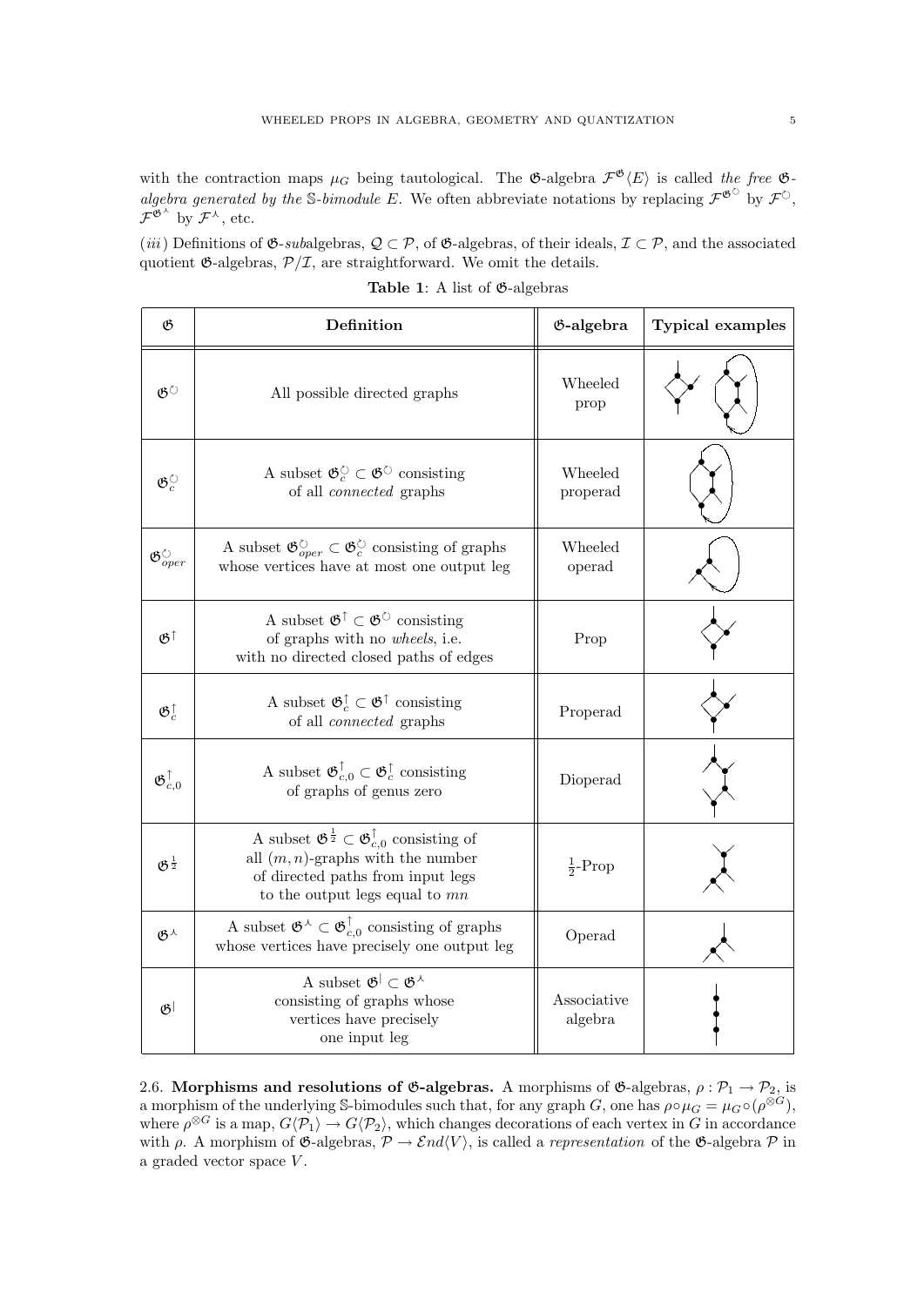with the contraction maps $\mu_G$ being tautological. The $\mathfrak{G}$-algebra $\mathcal{F}^{\mathfrak{G}}\langle E\rangle$ is called *the free $\mathfrak{G}$-algebra generated by the $\mathbb{S}$-bimodule $E$*. We often abbreviate notations by replacing $\mathcal{F}^{\mathfrak{G}^{\circlearrowright}}$ by $\mathcal{F}^{\circlearrowright}$, $\mathcal{F}^{\mathfrak{G}^{\curlywedge}}$ by $\mathcal{F}^{\curlywedge}$, etc.

(*iii*) Definitions of $\mathfrak{G}$-*sub*algebras, $\mathcal{Q} \subset \mathcal{P}$, of $\mathfrak{G}$-algebras, of their ideals, $\mathcal{I} \subset \mathcal{P}$, and the associated quotient $\mathfrak{G}$-algebras, $\mathcal{P}/\mathcal{I}$, are straightforward. We omit the details.

**Table 1**: A list of $\mathfrak{G}$-algebras

| $\mathfrak{G}$ | **Definition** | **$\mathfrak{G}$-algebra** | **Typical examples** |
|---|---|---|---|
| $\mathfrak{G}^{\circlearrowright}$ | All possible directed graphs | Wheeled prop | |
| $\mathfrak{G}^{\circlearrowright}_c$ | A subset $\mathfrak{G}^{\circlearrowright}_c \subset \mathfrak{G}^{\circlearrowright}$ consisting of all *connected* graphs | Wheeled properad | |
| $\mathfrak{G}^{\circlearrowright}_{oper}$ | A subset $\mathfrak{G}^{\circlearrowright}_{oper} \subset \mathfrak{G}^{\circlearrowright}_c$ consisting of graphs whose vertices have at most one output leg | Wheeled operad | |
| $\mathfrak{G}^{\uparrow}$ | A subset $\mathfrak{G}^{\uparrow} \subset \mathfrak{G}^{\circlearrowright}$ consisting of graphs with no *wheels*, i.e. with no directed closed paths of edges | Prop | |
| $\mathfrak{G}^{\uparrow}_c$ | A subset $\mathfrak{G}^{\uparrow}_c \subset \mathfrak{G}^{\uparrow}$ consisting of all *connected* graphs | Properad | |
| $\mathfrak{G}^{\uparrow}_{c,0}$ | A subset $\mathfrak{G}^{\uparrow}_{c,0} \subset \mathfrak{G}^{\uparrow}_c$ consisting of graphs of genus zero | Dioperad | |
| $\mathfrak{G}^{\frac{1}{2}}$ | A subset $\mathfrak{G}^{\frac{1}{2}} \subset \mathfrak{G}^{\uparrow}_{c,0}$ consisting of all $(m,n)$-graphs with the number of directed paths from input legs to the output legs equal to $mn$ | $\frac{1}{2}$-Prop | |
| $\mathfrak{G}^{\curlywedge}$ | A subset $\mathfrak{G}^{\curlywedge} \subset \mathfrak{G}^{\uparrow}_{c,0}$ consisting of graphs whose vertices have precisely one output leg | Operad | |
| $\mathfrak{G}^{\mid}$ | A subset $\mathfrak{G}^{\mid} \subset \mathfrak{G}^{\curlywedge}$ consisting of graphs whose vertices have precisely one input leg | Associative algebra | |

2.6. **Morphisms and resolutions of $\mathfrak{G}$-algebras.** A morphisms of $\mathfrak{G}$-algebras, $\rho : \mathcal{P}_1 \to \mathcal{P}_2$, is a morphism of the underlying $\mathbb{S}$-bimodules such that, for any graph $G$, one has $\rho \circ \mu_G = \mu_G \circ (\rho^{\otimes G})$, where $\rho^{\otimes G}$ is a map, $G\langle\mathcal{P}_1\rangle \to G\langle\mathcal{P}_2\rangle$, which changes decorations of each vertex in $G$ in accordance with $\rho$. A morphism of $\mathfrak{G}$-algebras, $\mathcal{P} \to \mathcal{E}nd\langle V\rangle$, is called a *representation* of the $\mathfrak{G}$-algebra $\mathcal{P}$ in a graded vector space $V$.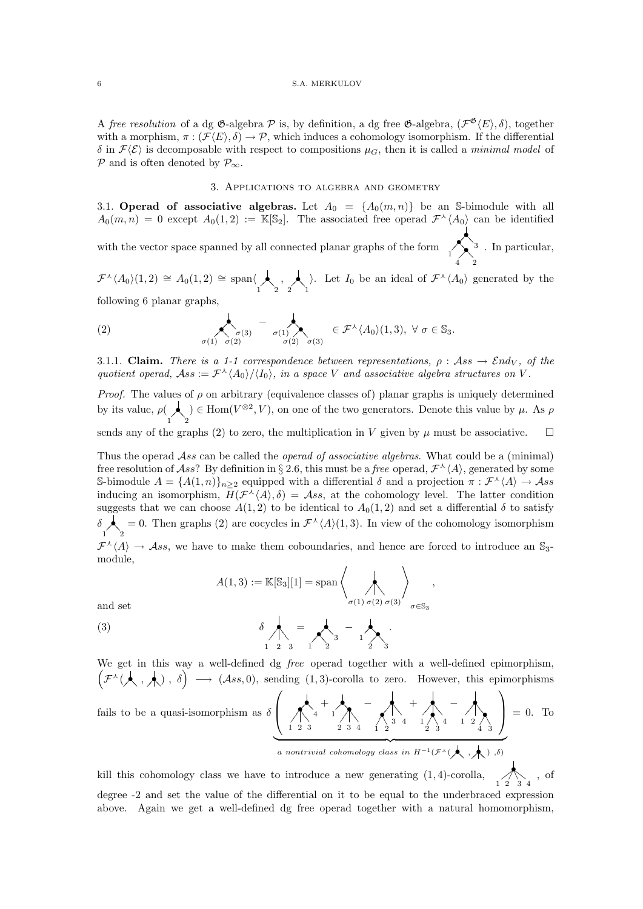A *free resolution* of a dg $\mathfrak{G}$-algebra $\mathcal{P}$ is, by definition, a dg free $\mathfrak{G}$-algebra, $(\mathcal{F}^{\mathfrak{G}}\langle E\rangle, \delta)$, together with a morphism, $\pi : (\mathcal{F}\langle E\rangle, \delta) \to \mathcal{P}$, which induces a cohomology isomorphism. If the differential $\delta$ in $\mathcal{F}\langle \mathcal{E}\rangle$ is decomposable with respect to compositions $\mu_G$, then it is called a *minimal model* of $\mathcal{P}$ and is often denoted by $\mathcal{P}_\infty$.

## 3. Applications to algebra and geometry

**3.1. Operad of associative algebras.** Let $A_0 = \{A_0(m,n)\}$ be an $\mathbb{S}$-bimodule with all $A_0(m,n) = 0$ except $A_0(1,2) := \mathbb{K}[\mathbb{S}_2]$. The associated free operad $\mathcal{F}^{\curlywedge}\langle A_0\rangle$ can be identified with the vector space spanned by all connected planar graphs of the form (planar tree with leaves $1, 4, 2, 3$). In particular, $\mathcal{F}^{\curlywedge}\langle A_0\rangle(1,2) \cong A_0(1,2) \cong \mathrm{span}\langle \underset{1\ \ 2}{\curlywedge}, \underset{2\ \ 1}{\curlywedge}\rangle$. Let $I_0$ be an ideal of $\mathcal{F}^{\curlywedge}\langle A_0\rangle$ generated by the following 6 planar graphs,

$$
(2)\qquad \underset{\sigma(1)\ \sigma(2)\ \ \sigma(3)}{(\text{left comb})} \;-\; \underset{\sigma(1)\ \ \sigma(2)\ \sigma(3)}{(\text{right comb})} \in \mathcal{F}^{\curlywedge}\langle A_0\rangle(1,3),\ \forall\, \sigma \in \mathbb{S}_3.
$$

**3.1.1. Claim.** *There is a 1-1 correspondence between representations, $\rho : \mathcal{A}ss \to \mathcal{E}nd_V$, of the quotient operad, $\mathcal{A}ss := \mathcal{F}^{\curlywedge}\langle A_0\rangle/\langle I_0\rangle$, in a space $V$ and associative algebra structures on $V$.*

*Proof.* The values of $\rho$ on arbitrary (equivalence classes of) planar graphs is uniquely determined by its value, $\rho(\underset{1\ \ 2}{\curlywedge}) \in \mathrm{Hom}(V^{\otimes 2}, V)$, on one of the two generators. Denote this value by $\mu$. As $\rho$ sends any of the graphs (2) to zero, the multiplication in $V$ given by $\mu$ must be associative. $\square$

Thus the operad $\mathcal{A}ss$ can be called the *operad of associative algebras*. What could be a (minimal) free resolution of $\mathcal{A}ss$? By definition in § 2.6, this must be a *free* operad, $\mathcal{F}^{\curlywedge}\langle A\rangle$, generated by some $\mathbb{S}$-bimodule $A = \{A(1,n)\}_{n\geq 2}$ equipped with a differential $\delta$ and a projection $\pi : \mathcal{F}^{\curlywedge}\langle A\rangle \to \mathcal{A}ss$ inducing an isomorphism, $H(\mathcal{F}^{\curlywedge}\langle A\rangle, \delta) = \mathcal{A}ss$, at the cohomology level. The latter condition suggests that we can choose $A(1,2)$ to be identical to $A_0(1,2)$ and set a differential $\delta$ to satisfy $\delta \underset{1\ \ 2}{\curlywedge} = 0$. Then graphs (2) are cocycles in $\mathcal{F}^{\curlywedge}\langle A\rangle(1,3)$. In view of the cohomology isomorphism $\mathcal{F}^{\curlywedge}\langle A\rangle \to \mathcal{A}ss$, we have to make them coboundaries, and hence are forced to introduce an $\mathbb{S}_3$-module,

$$
A(1,3) := \mathbb{K}[\mathbb{S}_3][1] = \mathrm{span}\left\langle \underset{\sigma(1)\,\sigma(2)\,\sigma(3)}{(\text{(1,3)-corolla})} \right\rangle_{\sigma\in\mathbb{S}_3},
$$

and set

$$
(3)\qquad \delta\, \underset{1\ 2\ 3}{(\text{(1,3)-corolla})} = \underset{1\ \ 2\ \ 3}{(\text{left comb})} - \underset{1\ \ 2\ \ 3}{(\text{right comb})}.
$$

We get in this way a well-defined dg *free* operad together with a well-defined epimorphism, $\left(\mathcal{F}^{\curlywedge}(\curlywedge, \text{(1,3)-corolla}),\ \delta\right) \longrightarrow (\mathcal{A}ss, 0)$, sending $(1,3)$-corolla to zero. However, this epimorphisms fails to be a quasi-isomorphism as

$$
\delta\Bigg(\underbrace{\underset{1\,2\,3\ \ 4}{(\cdot)} + \underset{1\ \ 2\,3\,4}{(\cdot)} - \underset{1\ 2\ \ 3\ 4}{(\cdot)} + \underset{1\ \ 2\,3\ \ 4}{(\cdot)} - \underset{1\ 2\ \ 4\ 3}{(\cdot)}}_{\textit{a nontrivial cohomology class in } H^{-1}(\mathcal{F}^{\curlywedge}(\curlywedge,\ \text{(1,3)-corolla}),\ \delta)}\Bigg) = 0.
$$

To kill this cohomology class we have to introduce a new generating $(1,4)$-corolla, $\underset{1\ 2\ 3\ 4}{(\text{(1,4)-corolla})}$, of degree -2 and set the value of the differential on it to be equal to the underbraced expression above. Again we get a well-defined dg free operad together with a natural homomorphism,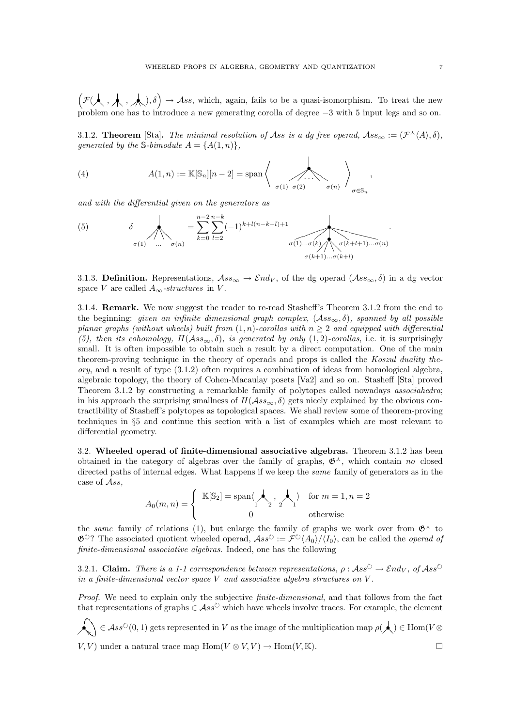$\left(\mathcal{F}(\text{corollas}), \delta\right) \to \mathcal{A}ss$, which, again, fails to be a quasi-isomorphism. To treat the new problem one has to introduce a new generating corolla of degree $-3$ with 5 input legs and so on.

3.1.2. **Theorem** [Sta]**.** *The minimal resolution of $\mathcal{A}ss$ is a dg free operad, $\mathcal{A}ss_\infty := (\mathcal{F}^{\curlywedge}\langle A\rangle, \delta)$, generated by the $\mathbb{S}$-bimodule $A = \{A(1,n)\}$,*

$$A(1,n) := \mathbb{K}[\mathbb{S}_n][n-2] = \mathrm{span}\left\langle \text{corolla with inputs } \sigma(1)\ \sigma(2) \ldots \sigma(n) \right\rangle_{\sigma\in\mathbb{S}_n}, \tag{4}$$

*and with the differential given on the generators as*

$$\delta \ \text{(corolla with inputs } \sigma(1) \ldots \sigma(n)) = \sum_{k=0}^{n-2}\sum_{l=2}^{n-k} (-1)^{k+l(n-k-l)+1} \ \text{(two-vertex tree with inputs } \sigma(1)\ldots\sigma(k),\ \sigma(k+1)\ldots\sigma(k+l),\ \sigma(k+l+1)\ldots\sigma(n)). \tag{5}$$

3.1.3. **Definition.** Representations, $\mathcal{A}ss_\infty \to \mathcal{E}nd_V$, of the dg operad $(\mathcal{A}ss_\infty, \delta)$ in a dg vector space $V$ are called *$A_\infty$-structures* in $V$.

3.1.4. **Remark.** We now suggest the reader to re-read Stasheff's Theorem 3.1.2 from the end to the beginning: *given an infinite dimensional graph complex, $(\mathcal{A}ss_\infty, \delta)$, spanned by all possible planar graphs (without wheels) built from $(1,n)$-corollas with $n \geq 2$ and equipped with differential (5), then its cohomology, $H(\mathcal{A}ss_\infty, \delta)$, is generated by only $(1,2)$-corollas*, i.e. it is surprisingly small. It is often impossible to obtain such a result by a direct computation. One of the main theorem-proving technique in the theory of operads and props is called the *Koszul duality theory*, and a result of type (3.1.2) often requires a combination of ideas from homological algebra, algebraic topology, the theory of Cohen-Macaulay posets [Va2] and so on. Stasheff [Sta] proved Theorem 3.1.2 by constructing a remarkable family of polytopes called nowadays *associahedra*; in his approach the surprising smallness of $H(\mathcal{A}ss_\infty, \delta)$ gets nicely explained by the obvious contractibility of Stasheff's polytopes as topological spaces. We shall review some of theorem-proving techniques in §5 and continue this section with a list of examples which are most relevant to differential geometry.

3.2. **Wheeled operad of finite-dimensional associative algebras.** Theorem 3.1.2 has been obtained in the category of algebras over the family of graphs, $\mathfrak{G}^{\curlywedge}$, which contain *no* closed directed paths of internal edges. What happens if we keep the *same* family of generators as in the case of $\mathcal{A}ss$,

$$A_0(m,n) = \begin{cases} \mathbb{K}[\mathbb{S}_2] = \mathrm{span}\langle \text{corolla}_{1\,2}, \text{corolla}_{2\,1} \rangle & \text{for } m=1, n=2 \\ 0 & \text{otherwise} \end{cases}$$

the *same* family of relations (1), but enlarge the family of graphs we work over from $\mathfrak{G}^{\curlywedge}$ to $\mathfrak{G}^{\circlearrowright}$? The associated quotient wheeled operad, $\mathcal{A}ss^{\circlearrowright} := \mathcal{F}^{\circlearrowright}\langle A_0\rangle/\langle I_0\rangle$, can be called the *operad of finite-dimensional associative algebras*. Indeed, one has the following

3.2.1. **Claim.** *There is a 1-1 correspondence between representations, $\rho : \mathcal{A}ss^{\circlearrowright} \to \mathcal{E}nd_V$, of $\mathcal{A}ss^{\circlearrowright}$ in a finite-dimensional vector space $V$ and associative algebra structures on $V$.*

*Proof.* We need to explain only the subjective *finite-dimensional*, and that follows from the fact that representations of graphs $\in \mathcal{A}ss^{\circlearrowright}$ which have wheels involve traces. For example, the element (corolla with a wheel) $\in \mathcal{A}ss^{\circlearrowright}(0,1)$ gets represented in $V$ as the image of the multiplication map $\rho(\text{corolla}) \in \mathrm{Hom}(V \otimes V, V)$ under a natural trace map $\mathrm{Hom}(V\otimes V, V) \to \mathrm{Hom}(V, \mathbb{K})$. □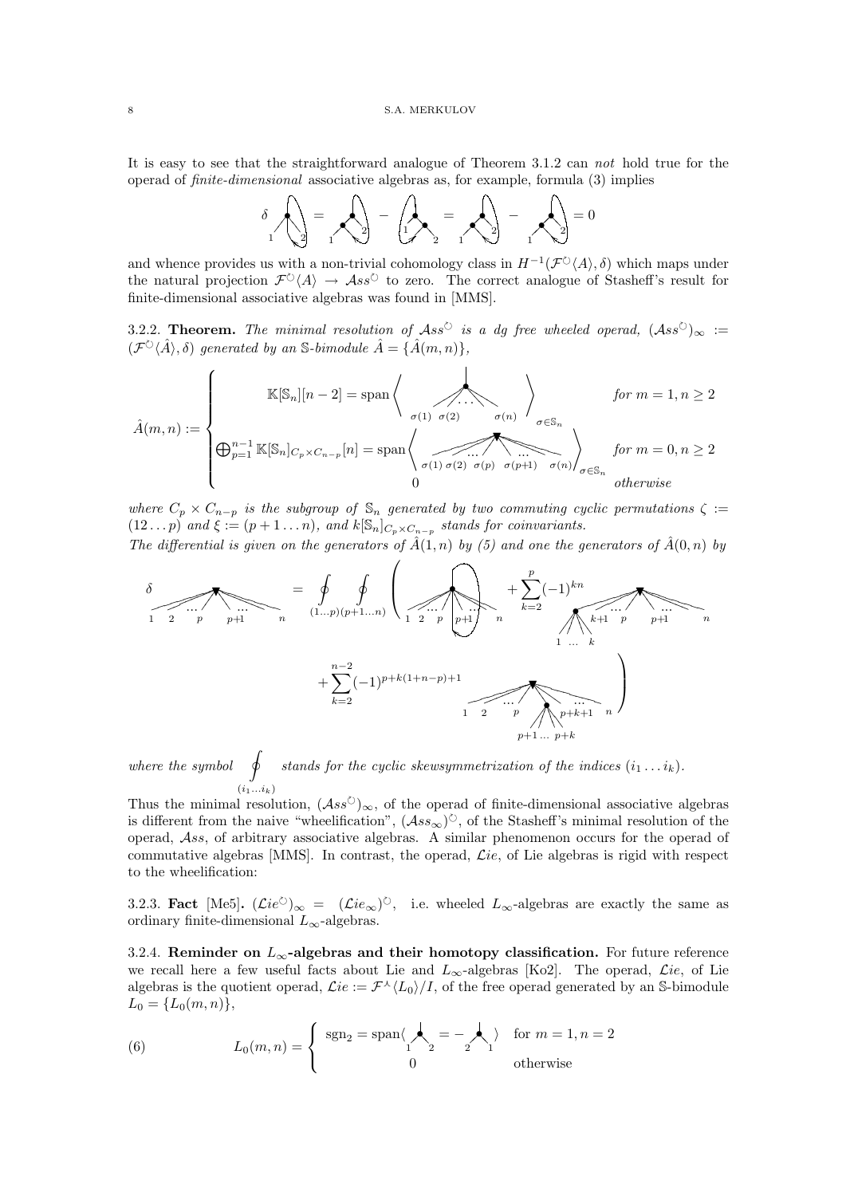It is easy to see that the straightforward analogue of Theorem 3.1.2 can *not* hold true for the operad of *finite-dimensional* associative algebras as, for example, formula (3) implies

$$\delta \; (\text{diagram}) = (\text{diagram}) - (\text{diagram}) = (\text{diagram}) - (\text{diagram}) = 0$$

and whence provides us with a non-trivial cohomology class in $H^{-1}(\mathcal{F}^{\circlearrowright}\langle A\rangle, \delta)$ which maps under the natural projection $\mathcal{F}^{\circlearrowright}\langle A\rangle \to \mathcal{A}ss^{\circlearrowright}$ to zero. The correct analogue of Stasheff's result for finite-dimensional associative algebras was found in [MMS].

3.2.2. **Theorem.** *The minimal resolution of $\mathcal{A}ss^{\circlearrowright}$ is a dg free wheeled operad, $(\mathcal{A}ss^{\circlearrowright})_\infty := (\mathcal{F}^{\circlearrowright}\langle \hat{A}\rangle, \delta)$ generated by an $\mathbb{S}$-bimodule $\hat{A} = \{\hat{A}(m,n)\}$,*

$$\hat{A}(m,n) := \begin{cases} \mathbb{K}[\mathbb{S}_n][n-2] = \text{span}\left\langle \text{(corolla with inputs } \sigma(1)\, \sigma(2) \ldots \sigma(n)) \right\rangle_{\sigma\in\mathbb{S}_n} & \text{for } m=1, n\geq 2 \\ \bigoplus_{p=1}^{n-1} \mathbb{K}[\mathbb{S}_n]_{C_p\times C_{n-p}}[n] = \text{span}\left\langle \text{(corolla with inputs } \sigma(1)\, \sigma(2) \ldots \sigma(p)\; \sigma(p+1) \ldots \sigma(n)) \right\rangle_{\sigma\in\mathbb{S}_n} & \text{for } m=0, n\geq 2 \\ 0 & \text{otherwise} \end{cases}$$

*where $C_p \times C_{n-p}$ is the subgroup of $\mathbb{S}_n$ generated by two commuting cyclic permutations $\zeta := (12\ldots p)$ and $\xi := (p+1\ldots n)$, and $k[\mathbb{S}_n]_{C_p\times C_{n-p}}$ stands for coinvariants.*

*The differential is given on the generators of $\hat{A}(1,n)$ by (5) and one the generators of $\hat{A}(0,n)$ by*

$$\delta \; (\text{corolla } 1\,2 \ldots p\;\, p{+}1 \ldots n) = \oint_{(1\ldots p)} \oint_{(p+1\ldots n)} \Bigg( (\text{wheeled corolla } 1\,2 \ldots p\;\, p{+}1 \ldots n) + \sum_{k=2}^{p} (-1)^{kn} (\text{graph with inputs } 1 \ldots k;\; k{+}1 \ldots p\;\, p{+}1 \ldots n)$$

$$+ \sum_{k=2}^{n-2} (-1)^{p+k(1+n-p)+1} (\text{graph with inputs } 1\;2 \ldots p;\; p{+}1 \ldots p{+}k;\; p{+}k{+}1 \ldots n) \Bigg)$$

*where the symbol $\oint_{(i_1\ldots i_k)}$ stands for the cyclic skewsymmetrization of the indices $(i_1 \ldots i_k)$.*

Thus the minimal resolution, $(\mathcal{A}ss^{\circlearrowright})_\infty$, of the operad of finite-dimensional associative algebras is different from the naive "wheelification", $(\mathcal{A}ss_\infty)^{\circlearrowright}$, of the Stasheff's minimal resolution of the operad, $\mathcal{A}ss$, of arbitrary associative algebras. A similar phenomenon occurs for the operad of commutative algebras [MMS]. In contrast, the operad, $\mathcal{L}ie$, of Lie algebras is rigid with respect to the wheelification:

3.2.3. **Fact** [Me5]. $(\mathcal{L}ie^{\circlearrowright})_\infty = (\mathcal{L}ie_\infty)^{\circlearrowright}$, i.e. wheeled $L_\infty$-algebras are exactly the same as ordinary finite-dimensional $L_\infty$-algebras.

3.2.4. **Reminder on $L_\infty$-algebras and their homotopy classification.** For future reference we recall here a few useful facts about Lie and $L_\infty$-algebras [Ko2]. The operad, $\mathcal{L}ie$, of Lie algebras is the quotient operad, $\mathcal{L}ie := \mathcal{F}^{\curlywedge}\langle L_0\rangle/I$, of the free operad generated by an $\mathbb{S}$-bimodule $L_0 = \{L_0(m,n)\}$,

$$L_0(m,n) = \begin{cases} \text{sgn}_2 = \text{span}\langle (\text{corolla } 1\;2) = -(\text{corolla } 2\;1)\rangle & \text{for } m=1, n=2 \\ 0 & \text{otherwise} \end{cases} \tag{6}$$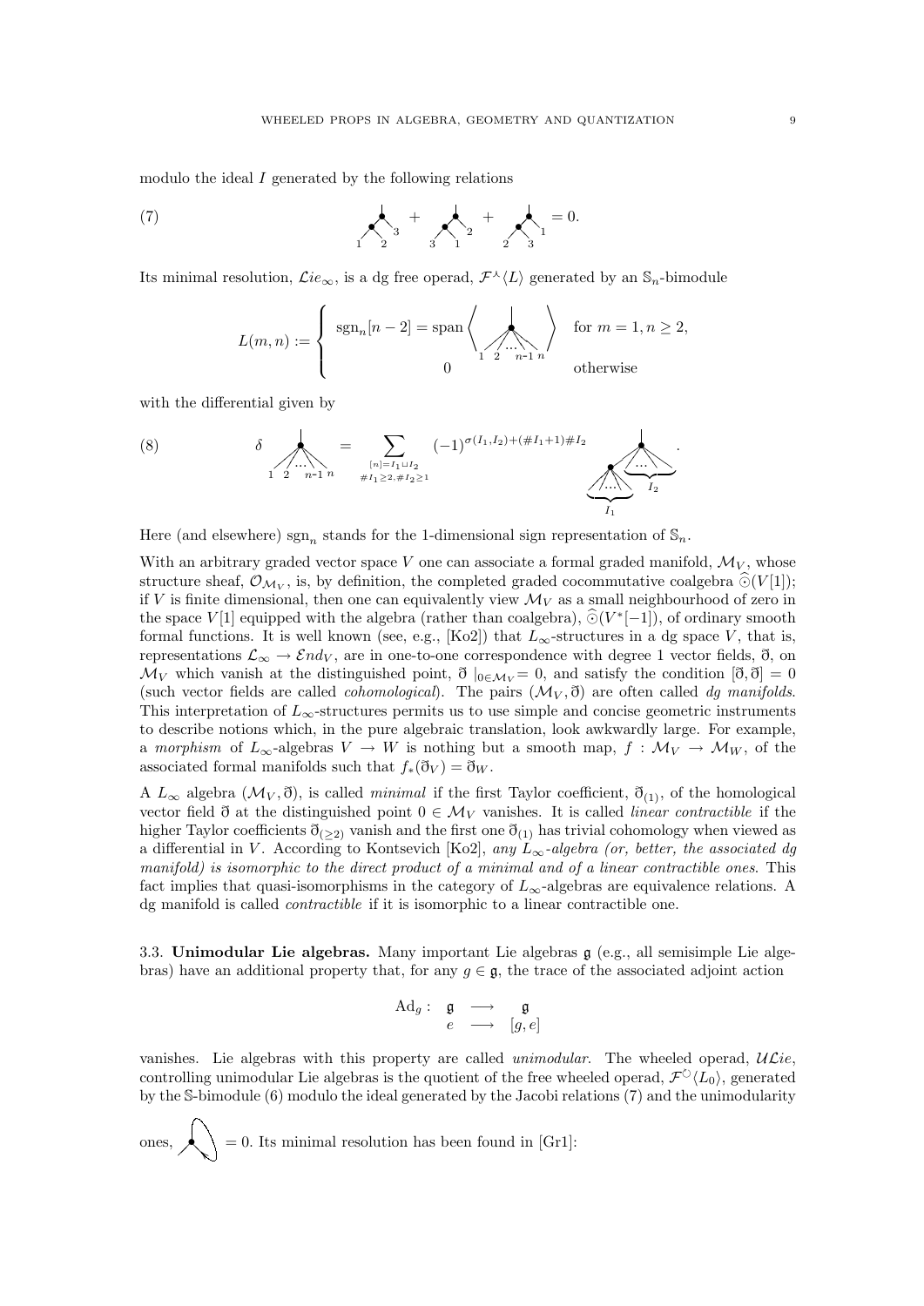modulo the ideal $I$ generated by the following relations

$$\text{(7)} \qquad [\text{graph}]_{1,2,3} + [\text{graph}]_{3,1,2} + [\text{graph}]_{2,3,1} = 0.$$

Its minimal resolution, $\mathcal{L}ie_\infty$, is a dg free operad, $\mathcal{F}^\curlywedge\langle L\rangle$ generated by an $\mathbb{S}_n$-bimodule

$$L(m,n) := \begin{cases} \mathrm{sgn}_n[n-2] = \mathrm{span}\left\langle [\text{corolla with inputs } 1, 2, \ldots, n-1, n] \right\rangle & \text{for } m=1, n\geq 2, \\ 0 & \text{otherwise} \end{cases}$$

with the differential given by

$$\text{(8)} \qquad \delta\, [\text{corolla with inputs } 1, 2, \ldots, n-1, n] = \sum_{\substack{[n]=I_1\sqcup I_2 \\ \#I_1\geq 2, \#I_2\geq 1}} (-1)^{\sigma(I_1,I_2)+(\#I_1+1)\#I_2} [\text{two-vertex graph with inputs } I_1, I_2].$$

Here (and elsewhere) $\mathrm{sgn}_n$ stands for the 1-dimensional sign representation of $\mathbb{S}_n$.

With an arbitrary graded vector space $V$ one can associate a formal graded manifold, $\mathcal{M}_V$, whose structure sheaf, $\mathcal{O}_{\mathcal{M}_V}$, is, by definition, the completed graded cocommutative coalgebra $\widehat{\odot}(V[1])$; if $V$ is finite dimensional, then one can equivalently view $\mathcal{M}_V$ as a small neighbourhood of zero in the space $V[1]$ equipped with the algebra (rather than coalgebra), $\widehat{\odot}(V^*[-1])$, of ordinary smooth formal functions. It is well known (see, e.g., [Ko2]) that $L_\infty$-structures in a dg space $V$, that is, representations $\mathcal{L}_\infty \to \mathcal{E}nd_V$, are in one-to-one correspondence with degree 1 vector fields, $\eth$, on $\mathcal{M}_V$ which vanish at the distinguished point, $\eth\mid_{0\in\mathcal{M}_V}=0$, and satisfy the condition $[\eth,\eth]=0$ (such vector fields are called *cohomological*). The pairs $(\mathcal{M}_V,\eth)$ are often called *dg manifolds*. This interpretation of $L_\infty$-structures permits us to use simple and concise geometric instruments to describe notions which, in the pure algebraic translation, look awkwardly large. For example, a *morphism* of $L_\infty$-algebras $V\to W$ is nothing but a smooth map, $f:\mathcal{M}_V\to\mathcal{M}_W$, of the associated formal manifolds such that $f_*(\eth_V)=\eth_W$.

A $L_\infty$ algebra $(\mathcal{M}_V,\eth)$, is called *minimal* if the first Taylor coefficient, $\eth_{(1)}$, of the homological vector field $\eth$ at the distinguished point $0\in\mathcal{M}_V$ vanishes. It is called *linear contractible* if the higher Taylor coefficients $\eth_{(\geq 2)}$ vanish and the first one $\eth_{(1)}$ has trivial cohomology when viewed as a differential in $V$. According to Kontsevich [Ko2], *any $L_\infty$-algebra (or, better, the associated dg manifold) is isomorphic to the direct product of a minimal and of a linear contractible ones*. This fact implies that quasi-isomorphisms in the category of $L_\infty$-algebras are equivalence relations. A dg manifold is called *contractible* if it is isomorphic to a linear contractible one.

### 3.3. Unimodular Lie algebras.

Many important Lie algebras $\mathfrak{g}$ (e.g., all semisimple Lie algebras) have an additional property that, for any $g\in\mathfrak{g}$, the trace of the associated adjoint action

$$\begin{array}{rccc} \mathrm{Ad}_g: & \mathfrak{g} & \longrightarrow & \mathfrak{g} \\ & e & \longrightarrow & [g,e] \end{array}$$

vanishes. Lie algebras with this property are called *unimodular*. The wheeled operad, $\mathcal{ULie}$, controlling unimodular Lie algebras is the quotient of the free wheeled operad, $\mathcal{F}^\circlearrowright\langle L_0\rangle$, generated by the $\mathbb{S}$-bimodule (6) modulo the ideal generated by the Jacobi relations (7) and the unimodularity ones, $[\text{wheel graph}] = 0$. Its minimal resolution has been found in [Gr1]: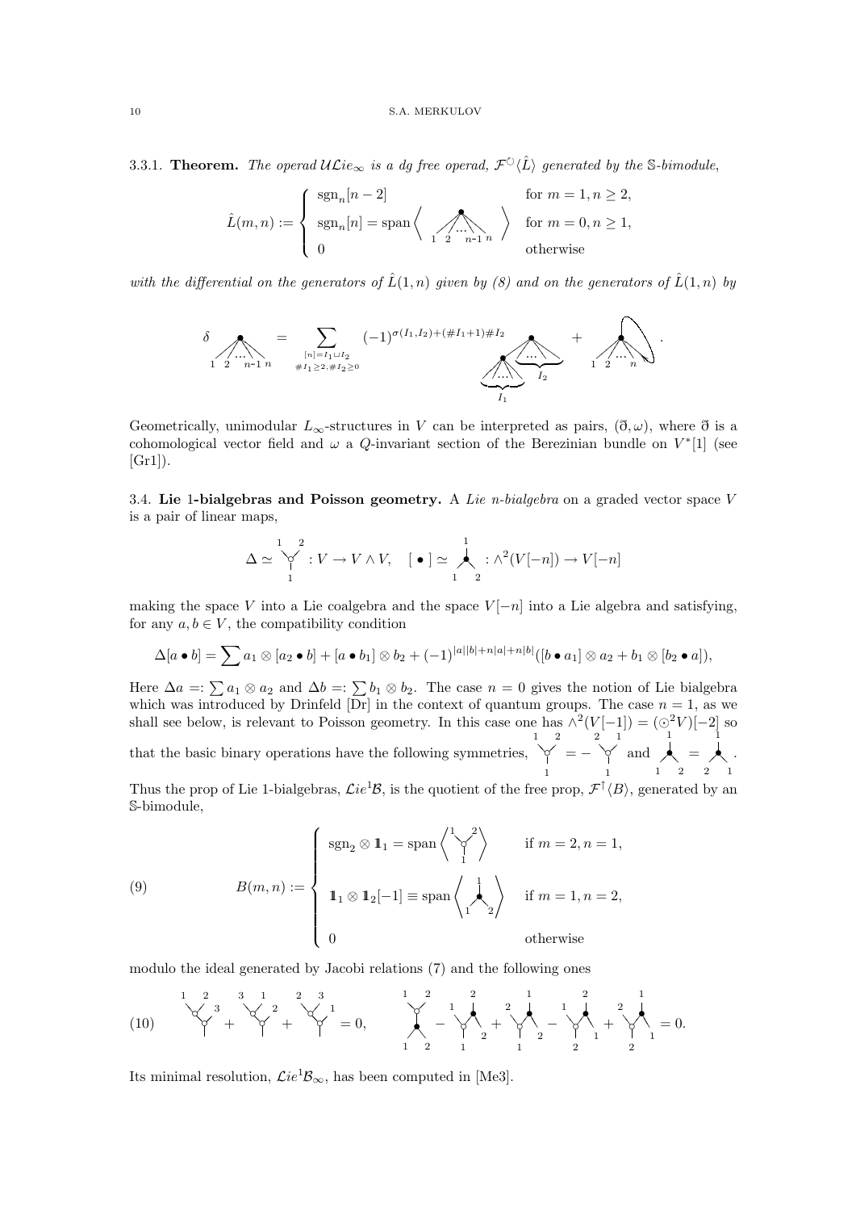3.3.1. **Theorem.** *The operad $\mathcal{U}\mathcal{L}ie_\infty$ is a dg free operad, $\mathcal{F}^{\circlearrowright}\langle \hat{L}\rangle$ generated by the $\mathbb{S}$-bimodule,*

$$
\hat{L}(m,n) := \begin{cases} \mathrm{sgn}_n[n-2] & \text{for } m=1, n\geq 2,\\ \mathrm{sgn}_n[n] = \mathrm{span}\left\langle \begin{array}{c}\bullet\\ 1\ 2\ \ldots\ n\text{-}1\ n\end{array} \right\rangle & \text{for } m=0, n\geq 1,\\ 0 & \text{otherwise}\end{cases}
$$

*with the differential on the generators of $\hat{L}(1,n)$ given by (8) and on the generators of $\hat{L}(1,n)$ by*

$$
\delta \begin{array}{c}\bullet\\ 1\ 2\ \ldots\ n\text{-}1\ n\end{array} = \sum_{\substack{[n]=I_1\sqcup I_2\\ \#I_1\geq 2, \#I_2\geq 0}} (-1)^{\sigma(I_1,I_2)+(\#I_1+1)\#I_2} \begin{array}{c}\bullet\\ \bullet \quad \underbrace{\ldots}_{I_2}\\ \underbrace{\ldots}_{I_1}\end{array} + \begin{array}{c}\bullet\!\!\circlearrowright\\ 1\ 2\ \ldots\ n\end{array}.
$$

Geometrically, unimodular $L_\infty$-structures in $V$ can be interpreted as pairs, $(\eth,\omega)$, where $\eth$ is a cohomological vector field and $\omega$ a $Q$-invariant section of the Berezinian bundle on $V^*[1]$ (see [Gr1]).

3.4. **Lie 1-bialgebras and Poisson geometry.** A *Lie $n$-bialgebra* on a graded vector space $V$ is a pair of linear maps,

$$
\Delta \simeq \begin{array}{c}1\quad 2\\ \curlyvee\\ 1\end{array} : V\to V\wedge V, \quad [\,\bullet\,] \simeq \begin{array}{c}1\\ \curlywedge\\ 1\quad 2\end{array} : \wedge^2(V[-n])\to V[-n]
$$

making the space $V$ into a Lie coalgebra and the space $V[-n]$ into a Lie algebra and satisfying, for any $a,b\in V$, the compatibility condition

$$
\Delta[a\bullet b] = \sum a_1\otimes[a_2\bullet b] + [a\bullet b_1]\otimes b_2 + (-1)^{|a||b|+n|a|+n|b|}([b\bullet a_1]\otimes a_2 + b_1\otimes[b_2\bullet a]),
$$

Here $\Delta a =: \sum a_1\otimes a_2$ and $\Delta b =: \sum b_1\otimes b_2$. The case $n=0$ gives the notion of Lie bialgebra which was introduced by Drinfeld [Dr] in the context of quantum groups. The case $n=1$, as we shall see below, is relevant to Poisson geometry. In this case one has $\wedge^2(V[-1]) = (\odot^2 V)[-2]$ so that the basic binary operations have the following symmetries, $\begin{array}{c}1\ 2\\ \curlyvee\\ 1\end{array} = -\begin{array}{c}2\ 1\\ \curlyvee\\ 1\end{array}$ and $\begin{array}{c}1\\ \curlywedge\\ 1\ 2\end{array} = \begin{array}{c}1\\ \curlywedge\\ 2\ 1\end{array}$.

Thus the prop of Lie 1-bialgebras, $\mathcal{L}ie^1\mathcal{B}$, is the quotient of the free prop, $\mathcal{F}^{\uparrow}\langle B\rangle$, generated by an $\mathbb{S}$-bimodule,

$$
B(m,n) := \begin{cases} \mathrm{sgn}_2\otimes \mathbb{1}_1 = \mathrm{span}\left\langle \begin{array}{c}1\ 2\\ \curlyvee\\ 1\end{array}\right\rangle & \text{if } m=2, n=1,\\ \mathbb{1}_1\otimes\mathbb{1}_2[-1] \equiv \mathrm{span}\left\langle \begin{array}{c}1\\ \curlywedge\\ 1\ 2\end{array}\right\rangle & \text{if } m=1, n=2,\\ 0 & \text{otherwise}\end{cases} \tag{9}
$$

modulo the ideal generated by Jacobi relations (7) and the following ones

$$
\begin{array}{c}1\ 2\\ \curlyvee\ 3\\ \curlyvee\end{array} + \begin{array}{c}3\ 1\\ \curlyvee\ 2\\ \curlyvee\end{array} + \begin{array}{c}2\ 3\\ \curlyvee\ 1\\ \curlyvee\end{array} = 0, \qquad \begin{array}{c}1\ 2\\ \curlyvee\\ \curlywedge\\ 1\ 2\end{array} - \begin{array}{c}2\\ 1\ \curlywedge\\ \curlyvee\ 2\\ 1\end{array} + \begin{array}{c}1\\ 2\ \curlywedge\\ \curlyvee\ 2\\ 1\end{array} - \begin{array}{c}2\\ 1\ \curlywedge\\ \curlyvee\ 1\\ 2\end{array} + \begin{array}{c}1\\ 2\ \curlywedge\\ \curlyvee\ 1\\ 2\end{array} = 0. \tag{10}
$$

Its minimal resolution, $\mathcal{L}ie^1\mathcal{B}_\infty$, has been computed in [Me3].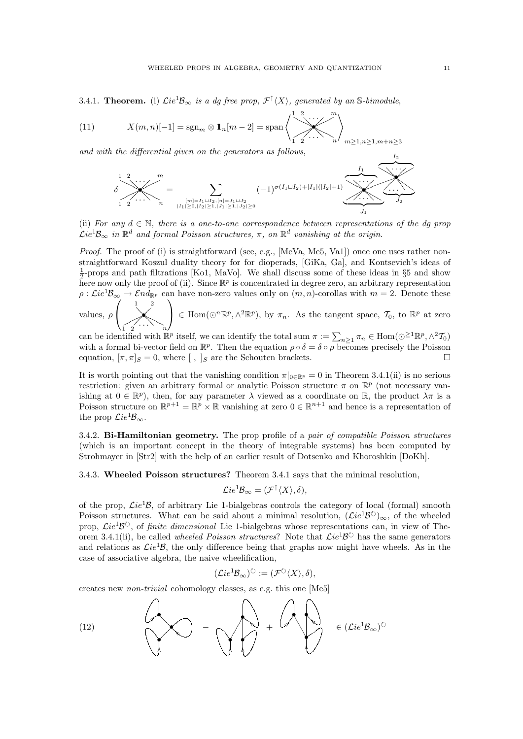3.4.1. **Theorem.** (i) *$\mathcal{L}ie^1\mathcal{B}_\infty$ is a dg free prop, $\mathcal{F}^\uparrow\langle X\rangle$, generated by an $\mathbb{S}$-bimodule,*

$$X(m,n)[-1] = \mathrm{sgn}_m \otimes 1\!\!1_n[m-2] = \mathrm{span}\left\langle \text{corolla with outputs } 1,2,\ldots,m \text{ and inputs } 1,2,\ldots,n \right\rangle_{m\geq 1, n\geq 1, m+n\geq 3} \tag{11}$$

*and with the differential given on the generators as follows,*

$$\delta\left(\text{corolla } (m,n)\right) = \sum_{\substack{[m]=I_1\sqcup I_2, [n]=J_1\sqcup J_2\\ |I_1|\geq 0, |I_2|\geq 1, |J_1|\geq 1, |J_2|\geq 0}} (-1)^{\sigma(I_1\sqcup I_2)+|I_1|(|I_2|+1)} \left(\text{two-vertex graph with outputs } I_1, I_2 \text{ and inputs } J_1, J_2\right)$$

(ii) *For any $d\in\mathbb{N}$, there is a one-to-one correspondence between representations of the dg prop $\mathcal{L}ie^1\mathcal{B}_\infty$ in $\mathbb{R}^d$ and formal Poisson structures, $\pi$, on $\mathbb{R}^d$ vanishing at the origin.*

*Proof.* The proof of (i) is straightforward (see, e.g., [MeVa, Me5, Va1]) once one uses rather non-straightforward Koszul duality theory for for dioperads, [GiKa, Ga], and Kontsevich's ideas of $\frac{1}{2}$-props and path filtrations [Ko1, MaVo]. We shall discuss some of these ideas in §5 and show here now only the proof of (ii). Since $\mathbb{R}^p$ is concentrated in degree zero, an arbitrary representation $\rho:\mathcal{L}ie^1\mathcal{B}_\infty \to \mathcal{E}nd_{\mathbb{R}^p}$ can have non-zero values only on $(m,n)$-corollas with $m=2$. Denote these values, $\rho\left(\text{corolla with outputs } 1,2 \text{ and inputs } 1,2,\ldots,n\right) \in \mathrm{Hom}(\odot^n\mathbb{R}^p, \wedge^2\mathbb{R}^p)$, by $\pi_n$. As the tangent space, $\mathcal{T}_0$, to $\mathbb{R}^p$ at zero can be identified with $\mathbb{R}^p$ itself, we can identify the total sum $\pi := \sum_{n\geq 1}\pi_n \in \mathrm{Hom}(\odot^{\geq 1}\mathbb{R}^p, \wedge^2\mathcal{T}_0)$ with a formal bi-vector field on $\mathbb{R}^p$. Then the equation $\rho\circ\delta = \delta\circ\rho$ becomes precisely the Poisson equation, $[\pi,\pi]_S=0$, where $[\ ,\ ]_S$ are the Schouten brackets. $\square$

It is worth pointing out that the vanishing condition $\pi|_{0\in\mathbb{R}^p}=0$ in Theorem 3.4.1(ii) is no serious restriction: given an arbitrary formal or analytic Poisson structure $\pi$ on $\mathbb{R}^p$ (not necessary vanishing at $0\in\mathbb{R}^p$), then, for any parameter $\lambda$ viewed as a coordinate on $\mathbb{R}$, the product $\lambda\pi$ is a Poisson structure on $\mathbb{R}^{p+1}=\mathbb{R}^p\times\mathbb{R}$ vanishing at zero $0\in\mathbb{R}^{n+1}$ and hence is a representation of the prop $\mathcal{L}ie^1\mathcal{B}_\infty$.

3.4.2. **Bi-Hamiltonian geometry.** The prop profile of a *pair of compatible Poisson structures* (which is an important concept in the theory of integrable systems) has been computed by Strohmayer in [Str2] with the help of an earlier result of Dotsenko and Khoroshkin [DoKh].

3.4.3. **Wheeled Poisson structures?** Theorem 3.4.1 says that the minimal resolution,

$$\mathcal{L}ie^1\mathcal{B}_\infty = (\mathcal{F}^\uparrow\langle X\rangle, \delta),$$

of the prop, $\mathcal{L}ie^1\mathcal{B}$, of arbitrary Lie 1-bialgebras controls the category of local (formal) smooth Poisson structures. What can be said about a minimal resolution, $(\mathcal{L}ie^1\mathcal{B}^\circlearrowright)_\infty$, of the wheeled prop, $\mathcal{L}ie^1\mathcal{B}^\circlearrowright$, of *finite dimensional* Lie 1-bialgebras whose representations can, in view of Theorem 3.4.1(ii), be called *wheeled Poisson structures*? Note that $\mathcal{L}ie^1\mathcal{B}^\circlearrowright$ has the same generators and relations as $\mathcal{L}ie^1\mathcal{B}$, the only difference being that graphs now might have wheels. As in the case of associative algebra, the naive wheelification,

$$(\mathcal{L}ie^1\mathcal{B}_\infty)^\circlearrowright := (\mathcal{F}^\circlearrowright\langle X\rangle, \delta),$$

creates new *non-trivial* cohomology classes, as e.g. this one [Me5]

$$(\text{graph}_1) - (\text{graph}_2) + (\text{graph}_3) \in (\mathcal{L}ie^1\mathcal{B}_\infty)^\circlearrowright \tag{12}$$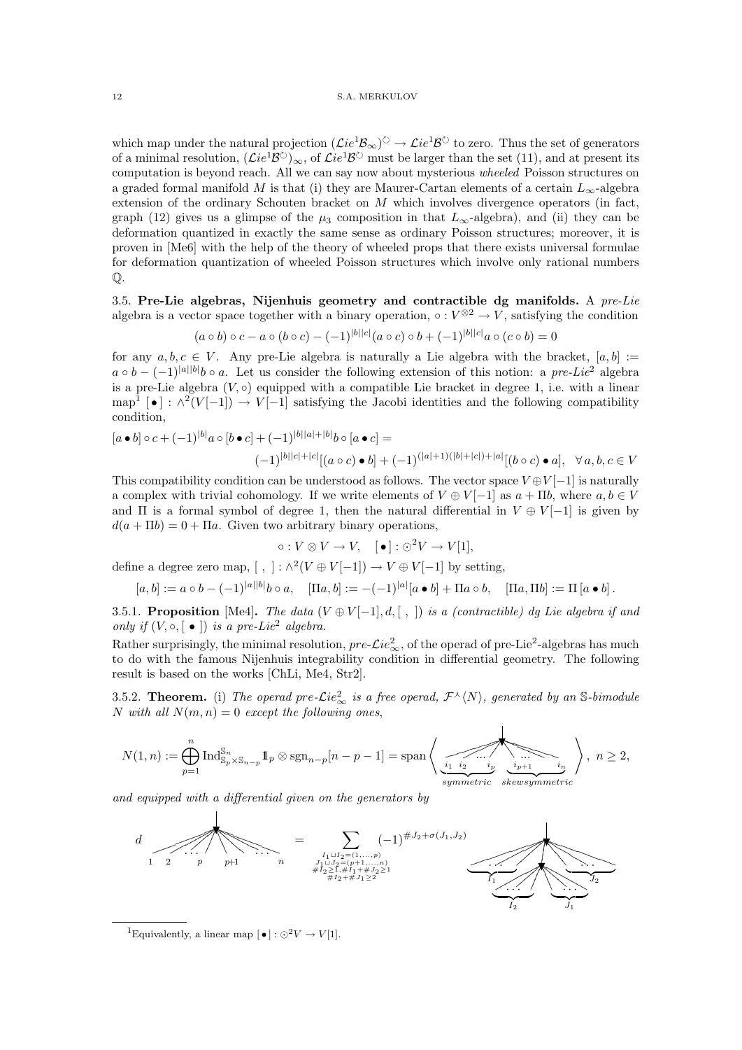which map under the natural projection $(\mathcal{L}ie^1\mathcal{B}_\infty)^{\circlearrowright} \to \mathcal{L}ie^1\mathcal{B}^{\circlearrowright}$ to zero. Thus the set of generators of a minimal resolution, $(\mathcal{L}ie^1\mathcal{B}^{\circlearrowright})_\infty$, of $\mathcal{L}ie^1\mathcal{B}^{\circlearrowright}$ must be larger than the set (11), and at present its computation is beyond reach. All we can say now about mysterious *wheeled* Poisson structures on a graded formal manifold $M$ is that (i) they are Maurer-Cartan elements of a certain $L_\infty$-algebra extension of the ordinary Schouten bracket on $M$ which involves divergence operators (in fact, graph (12) gives us a glimpse of the $\mu_3$ composition in that $L_\infty$-algebra), and (ii) they can be deformation quantized in exactly the same sense as ordinary Poisson structures; moreover, it is proven in [Me6] with the help of the theory of wheeled props that there exists universal formulae for deformation quantization of wheeled Poisson structures which involve only rational numbers $\mathbb{Q}$.

**3.5. Pre-Lie algebras, Nijenhuis geometry and contractible dg manifolds.** A *pre-Lie algebra* is a vector space together with a binary operation, $\circ : V^{\otimes 2} \to V$, satisfying the condition

$$(a \circ b) \circ c - a \circ (b \circ c) - (-1)^{|b||c|}(a \circ c) \circ b + (-1)^{|b||c|} a \circ (c \circ b) = 0$$

for any $a, b, c \in V$. Any pre-Lie algebra is naturally a Lie algebra with the bracket, $[a, b] := a \circ b - (-1)^{|a||b|} b \circ a$. Let us consider the following extension of this notion: a *pre-Lie*$^2$ algebra is a pre-Lie algebra $(V, \circ)$ equipped with a compatible Lie bracket in degree 1, i.e. with a linear map[1] $[\bullet] : \wedge^2(V[-1]) \to V[-1]$ satisfying the Jacobi identities and the following compatibility condition,

$$[a \bullet b] \circ c + (-1)^{|b|} a \circ [b \bullet c] + (-1)^{|b||a|+|b|} b \circ [a \bullet c] =$$
$$(-1)^{|b||c|+|c|}[(a \circ c) \bullet b] + (-1)^{(|a|+1)(|b|+|c|)+|a|}[(b \circ c) \bullet a], \quad \forall\, a, b, c \in V$$

This compatibility condition can be understood as follows. The vector space $V \oplus V[-1]$ is naturally a complex with trivial cohomology. If we write elements of $V \oplus V[-1]$ as $a + \Pi b$, where $a, b \in V$ and $\Pi$ is a formal symbol of degree 1, then the natural differential in $V \oplus V[-1]$ is given by $d(a + \Pi b) = 0 + \Pi a$. Given two arbitrary binary operations,

$$\circ : V \otimes V \to V, \quad [\bullet] : \odot^2 V \to V[1],$$

define a degree zero map, $[\ ,\ ] : \wedge^2(V \oplus V[-1]) \to V \oplus V[-1]$ by setting,

$$[a, b] := a \circ b - (-1)^{|a||b|} b \circ a, \quad [\Pi a, b] := -(-1)^{|a|}[a \bullet b] + \Pi a \circ b, \quad [\Pi a, \Pi b] := \Pi\, [a \bullet b]\,.$$

**3.5.1. Proposition** [Me4]**.** *The data $(V \oplus V[-1], d, [\ ,\ ])$ is a (contractible) dg Lie algebra if and only if $(V, \circ, [\bullet])$ is a pre-Lie$^2$ algebra.*

Rather surprisingly, the minimal resolution, $pre\text{-}\mathcal{L}ie^2_\infty$, of the operad of pre-Lie$^2$-algebras has much to do with the famous Nijenhuis integrability condition in differential geometry. The following result is based on the works [ChLi, Me4, Str2].

**3.5.2. Theorem.** (i) *The operad $pre\text{-}\mathcal{L}ie^2_\infty$ is a free operad, $\mathcal{F}^\curlywedge\langle N\rangle$, generated by an $\mathbb{S}$-bimodule $N$ with all $N(m,n) = 0$ except the following ones,*

$$N(1,n) := \bigoplus_{p=1}^{n} \mathrm{Ind}^{\mathbb{S}_n}_{\mathbb{S}_p \times \mathbb{S}_{n-p}} \mathbb{1}_p \otimes \mathrm{sgn}_{n-p}[n-p-1] = \mathrm{span}\left\langle \text{corolla with one output and inputs } \underbrace{i_1\, i_2 \ldots i_p}_{symmetric}\ \underbrace{i_{p+1} \ldots i_n}_{skewsymmetric} \right\rangle,\ n \geq 2,$$

*and equipped with a differential given on the generators by*

$$d\ \left(\text{corolla with inputs } 1\ 2 \ldots p\ \ p{+}1 \ldots n\right) = \sum_{\substack{I_1 \sqcup I_2 = (1,\ldots,p)\\ J_1 \sqcup J_2 = (p+1,\ldots,n)\\ \#I_2 \geq 1, \#I_1 + \#J_2 \geq 1\\ \#I_2 + \#J_1 \geq 2}} (-1)^{\#J_2 + \sigma(J_1,J_2)}\ \left(\text{two-vertex graph: upper vertex with inputs } I_1, J_2 \text{ attached to lower vertex with inputs } I_2, J_1\right)$$

[1] Equivalently, a linear map $[\bullet] : \odot^2 V \to V[1]$.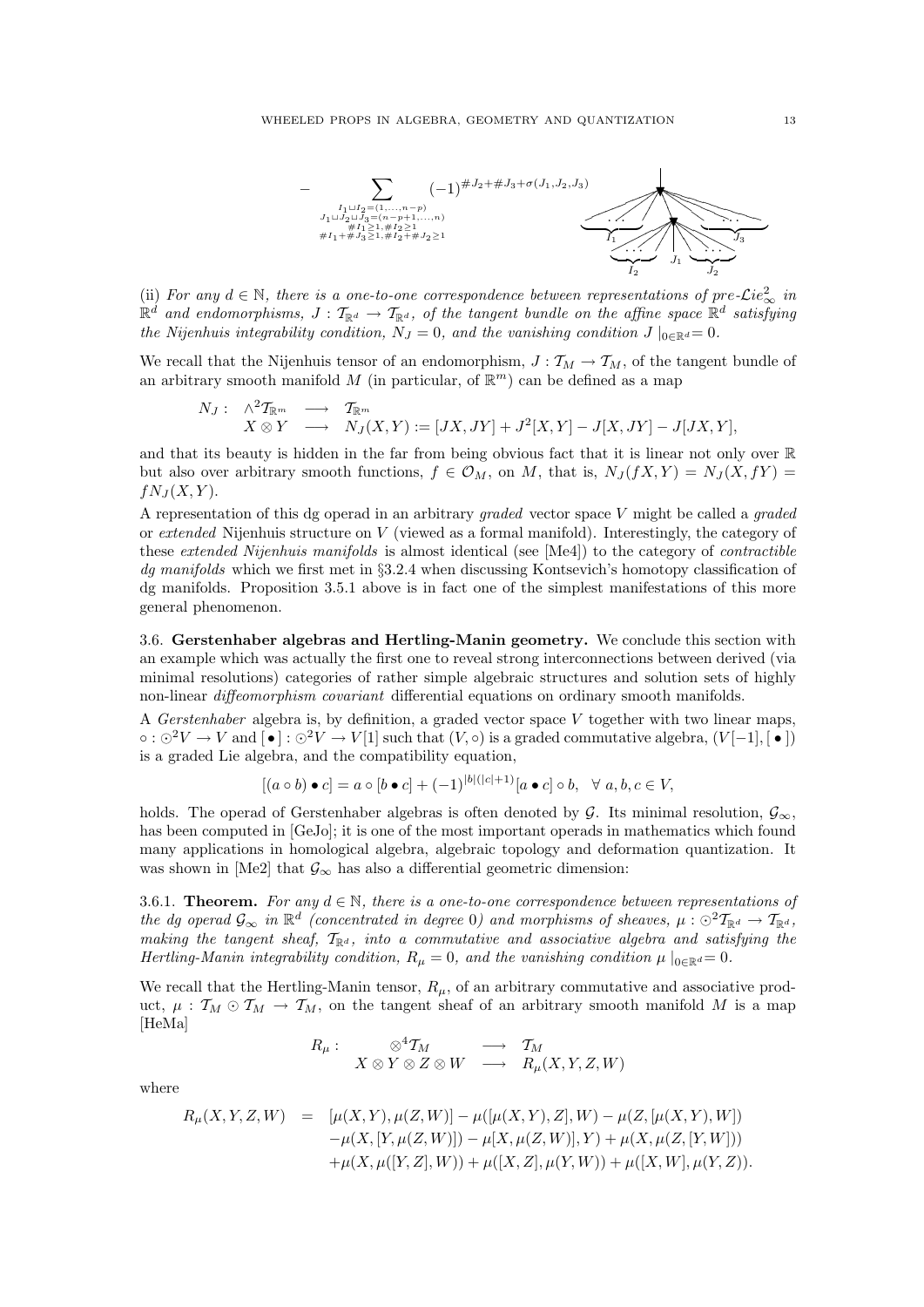$$- \sum_{\substack{I_1 \sqcup I_2 = (1,\ldots,n-p) \\ J_1 \sqcup J_2 \sqcup J_3 = (n-p+1,\ldots,n) \\ \#I_1 \geq 1, \#I_2 \geq 1 \\ \#I_1 + \#J_3 \geq 1, \#I_2 + \#J_2 \geq 1}} (-1)^{\#J_2 + \#J_3 + \sigma(J_1,J_2,J_3)}$$

(ii) *For any $d \in \mathbb{N}$, there is a one-to-one correspondence between representations of pre-$\mathcal{L}ie^2_\infty$ in $\mathbb{R}^d$ and endomorphisms, $J : \mathcal{T}_{\mathbb{R}^d} \to \mathcal{T}_{\mathbb{R}^d}$, of the tangent bundle on the affine space $\mathbb{R}^d$ satisfying the Nijenhuis integrability condition, $N_J = 0$, and the vanishing condition $J\mid_{0 \in \mathbb{R}^d} = 0$.*

We recall that the Nijenhuis tensor of an endomorphism, $J : \mathcal{T}_M \to \mathcal{T}_M$, of the tangent bundle of an arbitrary smooth manifold $M$ (in particular, of $\mathbb{R}^m$) can be defined as a map

$$\begin{array}{rccl} N_J : & \wedge^2 \mathcal{T}_{\mathbb{R}^m} & \longrightarrow & \mathcal{T}_{\mathbb{R}^m} \\ & X \otimes Y & \longrightarrow & N_J(X,Y) := [JX, JY] + J^2[X,Y] - J[X,JY] - J[JX,Y], \end{array}$$

and that its beauty is hidden in the far from being obvious fact that it is linear not only over $\mathbb{R}$ but also over arbitrary smooth functions, $f \in \mathcal{O}_M$, on $M$, that is, $N_J(fX,Y) = N_J(X,fY) = fN_J(X,Y)$.

A representation of this dg operad in an arbitrary *graded* vector space $V$ might be called a *graded* or *extended* Nijenhuis structure on $V$ (viewed as a formal manifold). Interestingly, the category of these *extended Nijenhuis manifolds* is almost identical (see [Me4]) to the category of *contractible dg manifolds* which we first met in §3.2.4 when discussing Kontsevich's homotopy classification of dg manifolds. Proposition 3.5.1 above is in fact one of the simplest manifestations of this more general phenomenon.

**3.6. Gerstenhaber algebras and Hertling-Manin geometry.** We conclude this section with an example which was actually the first one to reveal strong interconnections between derived (via minimal resolutions) categories of rather simple algebraic structures and solution sets of highly non-linear *diffeomorphism covariant* differential equations on ordinary smooth manifolds.

A *Gerstenhaber* algebra is, by definition, a graded vector space $V$ together with two linear maps, $\circ : \odot^2 V \to V$ and $[\,\bullet\,] : \odot^2 V \to V[1]$ such that $(V, \circ)$ is a graded commutative algebra, $(V[-1], [\,\bullet\,])$ is a graded Lie algebra, and the compatibility equation,

$$[(a \circ b) \bullet c] = a \circ [b \bullet c] + (-1)^{|b|(|c|+1)} [a \bullet c] \circ b, \quad \forall\, a, b, c \in V,$$

holds. The operad of Gerstenhaber algebras is often denoted by $\mathcal{G}$. Its minimal resolution, $\mathcal{G}_\infty$, has been computed in [GeJo]; it is one of the most important operads in mathematics which found many applications in homological algebra, algebraic topology and deformation quantization. It was shown in [Me2] that $\mathcal{G}_\infty$ has also a differential geometric dimension:

**3.6.1. Theorem.** *For any $d \in \mathbb{N}$, there is a one-to-one correspondence between representations of the dg operad $\mathcal{G}_\infty$ in $\mathbb{R}^d$ (concentrated in degree 0) and morphisms of sheaves, $\mu : \odot^2 \mathcal{T}_{\mathbb{R}^d} \to \mathcal{T}_{\mathbb{R}^d}$, making the tangent sheaf, $\mathcal{T}_{\mathbb{R}^d}$, into a commutative and associative algebra and satisfying the Hertling-Manin integrability condition, $R_\mu = 0$, and the vanishing condition $\mu\mid_{0 \in \mathbb{R}^d} = 0$.*

We recall that the Hertling-Manin tensor, $R_\mu$, of an arbitrary commutative and associative product, $\mu : \mathcal{T}_M \odot \mathcal{T}_M \to \mathcal{T}_M$, on the tangent sheaf of an arbitrary smooth manifold $M$ is a map [HeMa]

$$\begin{array}{rccl} R_\mu : & \otimes^4 \mathcal{T}_M & \longrightarrow & \mathcal{T}_M \\ & X \otimes Y \otimes Z \otimes W & \longrightarrow & R_\mu(X,Y,Z,W) \end{array}$$

where

$$\begin{aligned} R_\mu(X,Y,Z,W) \;=\; & [\mu(X,Y), \mu(Z,W)] - \mu([\mu(X,Y),Z],W) - \mu(Z,[\mu(X,Y),W]) \\ & - \mu(X,[Y,\mu(Z,W)]) - \mu[X,\mu(Z,W)],Y) + \mu(X,\mu(Z,[Y,W])) \\ & + \mu(X,\mu([Y,Z],W)) + \mu([X,Z],\mu(Y,W)) + \mu([X,W],\mu(Y,Z)). \end{aligned}$$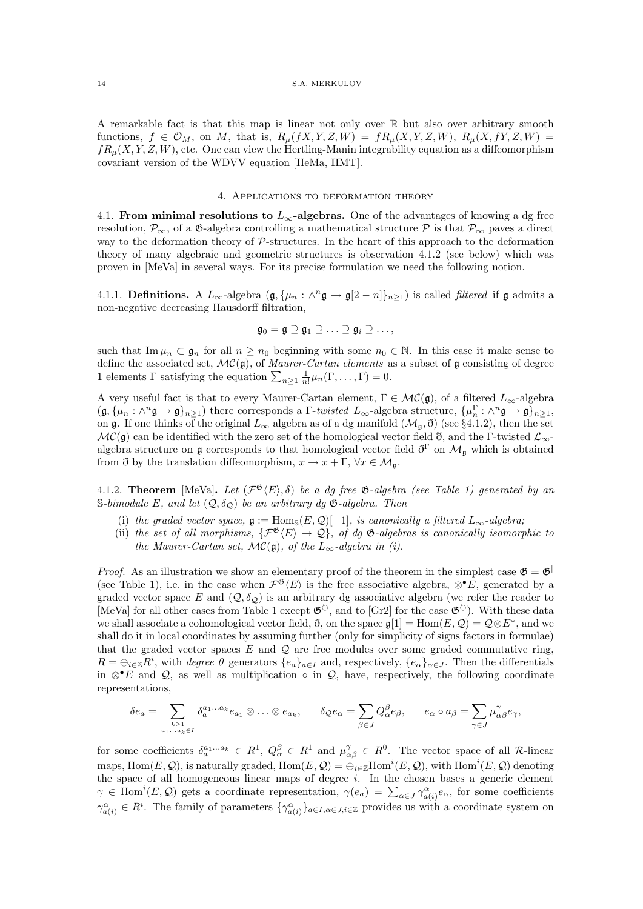A remarkable fact is that this map is linear not only over $\mathbb{R}$ but also over arbitrary smooth functions, $f \in \mathcal{O}_M$, on $M$, that is, $R_\mu(fX,Y,Z,W) = fR_\mu(X,Y,Z,W)$, $R_\mu(X,fY,Z,W) = fR_\mu(X,Y,Z,W)$, etc. One can view the Hertling-Manin integrability equation as a diffeomorphism covariant version of the WDVV equation [HeMa, HMT].

## 4. Applications to deformation theory

4.1. **From minimal resolutions to $L_\infty$-algebras.** One of the advantages of knowing a dg free resolution, $\mathcal{P}_\infty$, of a $\mathfrak{G}$-algebra controlling a mathematical structure $\mathcal{P}$ is that $\mathcal{P}_\infty$ paves a direct way to the deformation theory of $\mathcal{P}$-structures. In the heart of this approach to the deformation theory of many algebraic and geometric structures is observation 4.1.2 (see below) which was proven in [MeVa] in several ways. For its precise formulation we need the following notion.

4.1.1. **Definitions.** A $L_\infty$-algebra $(\mathfrak{g}, \{\mu_n : \wedge^n\mathfrak{g} \rightarrow \mathfrak{g}[2-n]\}_{n\geq 1})$ is called *filtered* if $\mathfrak{g}$ admits a non-negative decreasing Hausdorff filtration,

$$\mathfrak{g}_0 = \mathfrak{g} \supseteq \mathfrak{g}_1 \supseteq \ldots \supseteq \mathfrak{g}_i \supseteq \ldots,$$

such that $\mathrm{Im}\,\mu_n \subset \mathfrak{g}_n$ for all $n \geq n_0$ beginning with some $n_0 \in \mathbb{N}$. In this case it make sense to define the associated set, $\mathcal{MC}(\mathfrak{g})$, of *Maurer-Cartan elements* as a subset of $\mathfrak{g}$ consisting of degree 1 elements $\Gamma$ satisfying the equation $\sum_{n\geq 1}\frac{1}{n!}\mu_n(\Gamma,\ldots,\Gamma) = 0$.

A very useful fact is that to every Maurer-Cartan element, $\Gamma \in \mathcal{MC}(\mathfrak{g})$, of a filtered $L_\infty$-algebra $(\mathfrak{g}, \{\mu_n : \wedge^n\mathfrak{g} \rightarrow \mathfrak{g}\}_{n\geq 1})$ there corresponds a $\Gamma$-*twisted* $L_\infty$-algebra structure, $\{\mu_n^\Gamma : \wedge^n\mathfrak{g} \rightarrow \mathfrak{g}\}_{n\geq 1}$, on $\mathfrak{g}$. If one thinks of the original $L_\infty$ algebra as of a dg manifold $(\mathcal{M}_\mathfrak{g}, \eth)$ (see §4.1.2), then the set $\mathcal{MC}(\mathfrak{g})$ can be identified with the zero set of the homological vector field $\eth$, and the $\Gamma$-twisted $\mathcal{L}_\infty$-algebra structure on $\mathfrak{g}$ corresponds to that homological vector field $\eth^\Gamma$ on $\mathcal{M}_\mathfrak{g}$ which is obtained from $\eth$ by the translation diffeomorphism, $x \rightarrow x + \Gamma$, $\forall x \in \mathcal{M}_\mathfrak{g}$.

4.1.2. **Theorem** [MeVa]**.** *Let $(\mathcal{F}^\mathfrak{G}\langle E\rangle, \delta)$ be a dg free $\mathfrak{G}$-algebra (see Table 1) generated by an $\mathbb{S}$-bimodule $E$, and let $(\mathcal{Q}, \delta_\mathcal{Q})$ be an arbitrary dg $\mathfrak{G}$-algebra. Then*

- (i) *the graded vector space, $\mathfrak{g} := \mathrm{Hom}_\mathbb{S}(E, \mathcal{Q})[-1]$, is canonically a filtered $L_\infty$-algebra;*
- (ii) *the set of all morphisms, $\{\mathcal{F}^\mathfrak{G}\langle E\rangle \rightarrow \mathcal{Q}\}$, of dg $\mathfrak{G}$-algebras is canonically isomorphic to the Maurer-Cartan set, $\mathcal{MC}(\mathfrak{g})$, of the $L_\infty$-algebra in (i).*

*Proof.* As an illustration we show an elementary proof of the theorem in the simplest case $\mathfrak{G} = \mathfrak{G}^{|}$ (see Table 1), i.e. in the case when $\mathcal{F}^\mathfrak{G}\langle E\rangle$ is the free associative algebra, $\otimes^\bullet E$, generated by a graded vector space $E$ and $(\mathcal{Q}, \delta_\mathcal{Q})$ is an arbitrary dg associative algebra (we refer the reader to [MeVa] for all other cases from Table 1 except $\mathfrak{G}^{\circlearrowright}$, and to [Gr2] for the case $\mathfrak{G}^{\circlearrowright}$). With these data we shall associate a cohomological vector field, $\eth$, on the space $\mathfrak{g}[1] = \mathrm{Hom}(E, \mathcal{Q}) = \mathcal{Q}\otimes E^*$, and we shall do it in local coordinates by assuming further (only for simplicity of signs factors in formulae) that the graded vector spaces $E$ and $\mathcal{Q}$ are free modules over some graded commutative ring, $R = \oplus_{i\in\mathbb{Z}}R^i$, with *degree 0* generators $\{e_a\}_{a\in I}$ and, respectively, $\{e_\alpha\}_{\alpha\in J}$. Then the differentials in $\otimes^\bullet E$ and $\mathcal{Q}$, as well as multiplication $\circ$ in $\mathcal{Q}$, have, respectively, the following coordinate representations,

$$\delta e_a = \sum_{\substack{k\geq 1\\ a_1\ldots a_k\in I}} \delta_a^{a_1\ldots a_k} e_{a_1}\otimes\ldots\otimes e_{a_k}, \qquad \delta_\mathcal{Q} e_\alpha = \sum_{\beta\in J} Q_\alpha^\beta e_\beta, \qquad e_\alpha \circ a_\beta = \sum_{\gamma\in J}\mu_{\alpha\beta}^\gamma e_\gamma,$$

for some coefficients $\delta_a^{a_1\ldots a_k} \in R^1$, $Q_\alpha^\beta \in R^1$ and $\mu_{\alpha\beta}^\gamma \in R^0$. The vector space of all $\mathcal{R}$-linear maps, $\mathrm{Hom}(E, \mathcal{Q})$, is naturally graded, $\mathrm{Hom}(E,\mathcal{Q}) = \oplus_{i\in\mathbb{Z}}\mathrm{Hom}^i(E,\mathcal{Q})$, with $\mathrm{Hom}^i(E,\mathcal{Q})$ denoting the space of all homogeneous linear maps of degree $i$. In the chosen bases a generic element $\gamma \in \mathrm{Hom}^i(E,\mathcal{Q})$ gets a coordinate representation, $\gamma(e_a) = \sum_{\alpha\in J}\gamma_{a(i)}^\alpha e_\alpha$, for some coefficients $\gamma_{a(i)}^\alpha \in R^i$. The family of parameters $\{\gamma_{a(i)}^\alpha\}_{a\in I,\alpha\in J,i\in\mathbb{Z}}$ provides us with a coordinate system on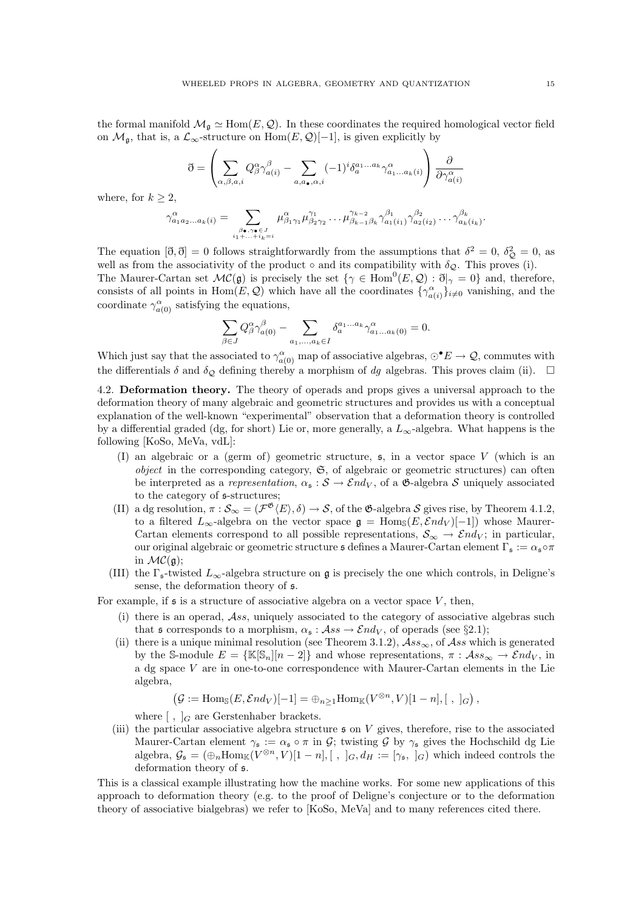the formal manifold $\mathcal{M}_\mathfrak{g} \simeq \mathrm{Hom}(E, \mathcal{Q})$. In these coordinates the required homological vector field on $\mathcal{M}_\mathfrak{g}$, that is, a $\mathcal{L}_\infty$-structure on $\mathrm{Hom}(E, \mathcal{Q})[-1]$, is given explicitly by

$$\eth = \left( \sum_{\alpha,\beta,a,i} Q^\alpha_\beta \gamma^\beta_{a(i)} - \sum_{a,a_\bullet,\alpha,i} (-1)^i \delta_a^{a_1\ldots a_k} \gamma^\alpha_{a_1\ldots a_k(i)} \right) \frac{\partial}{\partial \gamma^\alpha_{a(i)}}$$

where, for $k \geq 2$,

$$\gamma^\alpha_{a_1 a_2 \ldots a_k(i)} = \sum_{\substack{\beta_\bullet,\gamma_\bullet \in J \\ i_1+\ldots+i_k = i}} \mu^\alpha_{\beta_1\gamma_1} \mu^{\gamma_1}_{\beta_2\gamma_2} \ldots \mu^{\gamma_{k-2}}_{\beta_{k-1}\beta_k} \gamma^{\beta_1}_{a_1(i_1)} \gamma^{\beta_2}_{a_2(i_2)} \ldots \gamma^{\beta_k}_{a_k(i_k)}.$$

The equation $[\eth, \eth] = 0$ follows straightforwardly from the assumptions that $\delta^2 = 0$, $\delta^2_\mathcal{Q} = 0$, as well as from the associativity of the product $\circ$ and its compatibility with $\delta_\mathcal{Q}$. This proves (i).
The Maurer-Cartan set $\mathcal{MC}(\mathfrak{g})$ is precisely the set $\{\gamma \in \mathrm{Hom}^0(E, \mathcal{Q}) : \eth|_\gamma = 0\}$ and, therefore, consists of all points in $\mathrm{Hom}(E, \mathcal{Q})$ which have all the coordinates $\{\gamma^\alpha_{a(i)}\}_{i \neq 0}$ vanishing, and the coordinate $\gamma^\alpha_{a(0)}$ satisfying the equations,

$$\sum_{\beta \in J} Q^\alpha_\beta \gamma^\beta_{a(0)} - \sum_{a_1,\ldots,a_k \in I} \delta_a^{a_1\ldots a_k} \gamma^\alpha_{a_1\ldots a_k(0)} = 0.$$

Which just say that the associated to $\gamma^\alpha_{a(0)}$ map of associative algebras, $\odot^\bullet E \to \mathcal{Q}$, commutes with the differentials $\delta$ and $\delta_\mathcal{Q}$ defining thereby a morphism of *dg* algebras. This proves claim (ii). $\square$

**4.2. Deformation theory.** The theory of operads and props gives a universal approach to the deformation theory of many algebraic and geometric structures and provides us with a conceptual explanation of the well-known "experimental" observation that a deformation theory is controlled by a differential graded (dg, for short) Lie or, more generally, a $L_\infty$-algebra. What happens is the following [KoSo, MeVa, vdL]:

- (I) an algebraic or a (germ of) geometric structure, $\mathfrak{s}$, in a vector space $V$ (which is an *object* in the corresponding category, $\mathfrak{G}$, of algebraic or geometric structures) can often be interpreted as a *representation*, $\alpha_\mathfrak{s} : \mathcal{S} \to \mathcal{E}nd_V$, of a $\mathfrak{G}$-algebra $\mathcal{S}$ uniquely associated to the category of $\mathfrak{s}$-structures;
- (II) a dg resolution, $\pi : \mathcal{S}_\infty = (\mathcal{F}^\mathfrak{G}\langle E\rangle, \delta) \to \mathcal{S}$, of the $\mathfrak{G}$-algebra $\mathcal{S}$ gives rise, by Theorem 4.1.2, to a filtered $L_\infty$-algebra on the vector space $\mathfrak{g} = \mathrm{Hom}_\mathbb{S}(E, \mathcal{E}nd_V)[-1])$ whose Maurer-Cartan elements correspond to all possible representations, $\mathcal{S}_\infty \to \mathcal{E}nd_V$; in particular, our original algebraic or geometric structure $\mathfrak{s}$ defines a Maurer-Cartan element $\Gamma_\mathfrak{s} := \alpha_\mathfrak{s} \circ \pi$ in $\mathcal{MC}(\mathfrak{g})$;
- (III) the $\Gamma_\mathfrak{s}$-twisted $L_\infty$-algebra structure on $\mathfrak{g}$ is precisely the one which controls, in Deligne's sense, the deformation theory of $\mathfrak{s}$.

For example, if $\mathfrak{s}$ is a structure of associative algebra on a vector space $V$, then,

- (i) there is an operad, $\mathcal{A}ss$, uniquely associated to the category of associative algebras such that $\mathfrak{s}$ corresponds to a morphism, $\alpha_\mathfrak{s} : \mathcal{A}ss \to \mathcal{E}nd_V$, of operads (see §2.1);
- (ii) there is a unique minimal resolution (see Theorem 3.1.2), $\mathcal{A}ss_\infty$, of $\mathcal{A}ss$ which is generated by the $\mathbb{S}$-module $E = \{\mathbb{K}[\mathbb{S}_n][n-2]\}$ and whose representations, $\pi : \mathcal{A}ss_\infty \to \mathcal{E}nd_V$, in a dg space $V$ are in one-to-one correspondence with Maurer-Cartan elements in the Lie algebra,
$$\left(\mathcal{G} := \mathrm{Hom}_\mathbb{S}(E, \mathcal{E}nd_V)[-1] = \oplus_{n \geq 1} \mathrm{Hom}_\mathbb{K}(V^{\otimes n}, V)[1-n], [\ ,\ ]_G\right),$$
where $[\ ,\ ]_G$ are Gerstenhaber brackets.
- (iii) the particular associative algebra structure $\mathfrak{s}$ on $V$ gives, therefore, rise to the associated Maurer-Cartan element $\gamma_\mathfrak{s} := \alpha_\mathfrak{s} \circ \pi$ in $\mathcal{G}$; twisting $\mathcal{G}$ by $\gamma_\mathfrak{s}$ gives the Hochschild dg Lie algebra, $\mathcal{G}_\mathfrak{s} = (\oplus_n \mathrm{Hom}_\mathbb{K}(V^{\otimes n}, V)[1-n], [\ ,\ ]_G, d_H := [\gamma_\mathfrak{s},\ ]_G)$ which indeed controls the deformation theory of $\mathfrak{s}$.

This is a classical example illustrating how the machine works. For some new applications of this approach to deformation theory (e.g. to the proof of Deligne's conjecture or to the deformation theory of associative bialgebras) we refer to [KoSo, MeVa] and to many references cited there.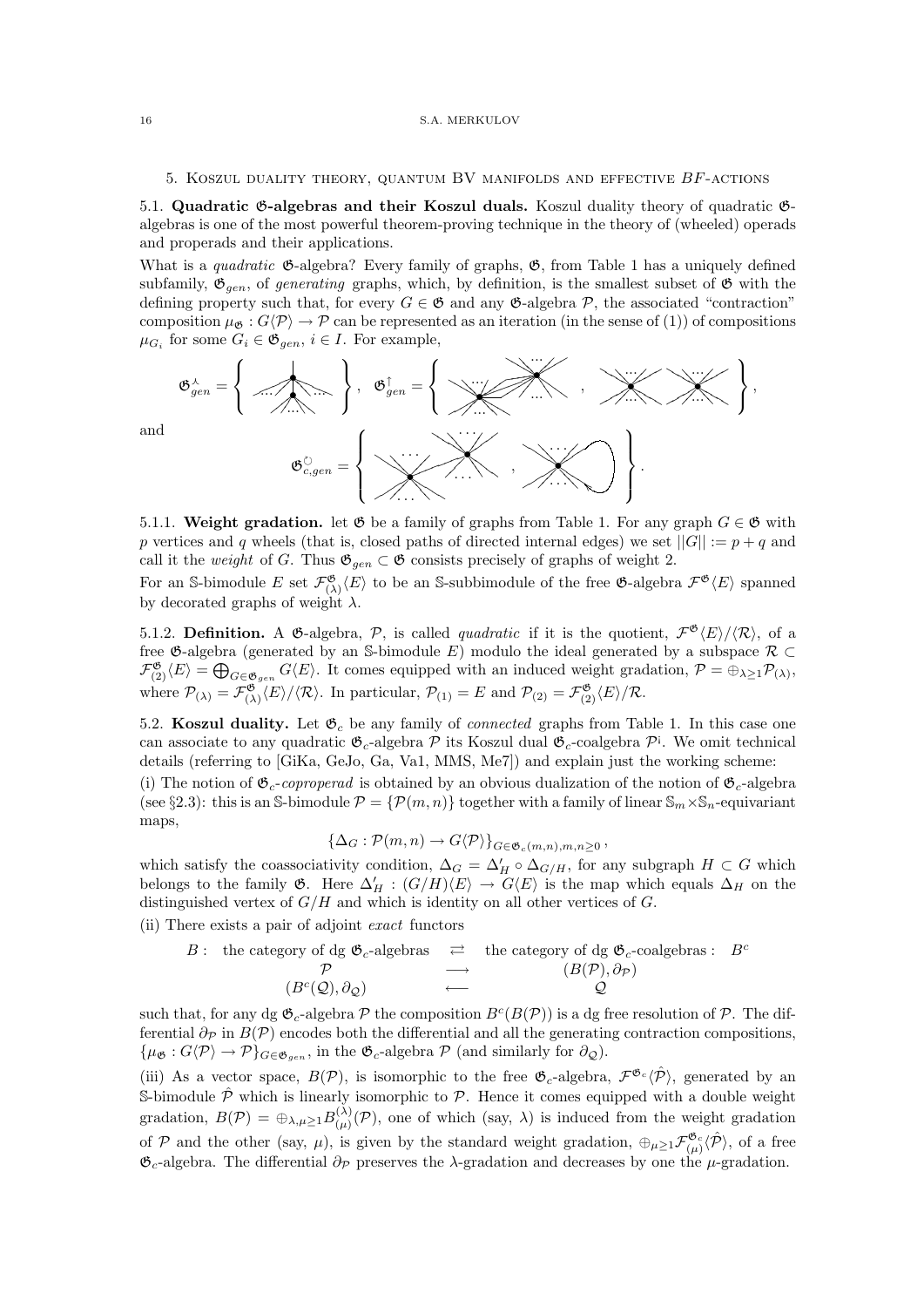## 5. Koszul duality theory, quantum BV manifolds and effective $BF$-actions

**5.1. Quadratic $\mathfrak{G}$-algebras and their Koszul duals.** Koszul duality theory of quadratic $\mathfrak{G}$-algebras is one of the most powerful theorem-proving technique in the theory of (wheeled) operads and properads and their applications.

What is a *quadratic* $\mathfrak{G}$-algebra? Every family of graphs, $\mathfrak{G}$, from Table 1 has a uniquely defined subfamily, $\mathfrak{G}_{gen}$, of *generating* graphs, which, by definition, is the smallest subset of $\mathfrak{G}$ with the defining property such that, for every $G \in \mathfrak{G}$ and any $\mathfrak{G}$-algebra $\mathcal{P}$, the associated "contraction" composition $\mu_{\mathfrak{G}} : G\langle\mathcal{P}\rangle \to \mathcal{P}$ can be represented as an iteration (in the sense of (1)) of compositions $\mu_{G_i}$ for some $G_i \in \mathfrak{G}_{gen}$, $i \in I$. For example,

$\mathfrak{G}^{\curlywedge}_{gen} = \{ \ldots \}$, $\mathfrak{G}^{\uparrow}_{gen} = \{ \ldots , \ldots \}$,

and

$\mathfrak{G}^{\circlearrowright}_{c,gen} = \{ \ldots , \ldots \}$.

5.1.1. **Weight gradation.** let $\mathfrak{G}$ be a family of graphs from Table 1. For any graph $G \in \mathfrak{G}$ with $p$ vertices and $q$ wheels (that is, closed paths of directed internal edges) we set $||G|| := p + q$ and call it the *weight* of $G$. Thus $\mathfrak{G}_{gen} \subset \mathfrak{G}$ consists precisely of graphs of weight 2.

For an $\mathbb{S}$-bimodule $E$ set $\mathcal{F}^{\mathfrak{G}}_{(\lambda)}\langle E\rangle$ to be an $\mathbb{S}$-subbimodule of the free $\mathfrak{G}$-algebra $\mathcal{F}^{\mathfrak{G}}\langle E\rangle$ spanned by decorated graphs of weight $\lambda$.

5.1.2. **Definition.** A $\mathfrak{G}$-algebra, $\mathcal{P}$, is called *quadratic* if it is the quotient, $\mathcal{F}^{\mathfrak{G}}\langle E\rangle/\langle\mathcal{R}\rangle$, of a free $\mathfrak{G}$-algebra (generated by an $\mathbb{S}$-bimodule $E$) modulo the ideal generated by a subspace $\mathcal{R} \subset \mathcal{F}^{\mathfrak{G}}_{(2)}\langle E\rangle = \bigoplus_{G\in\mathfrak{G}_{gen}} G\langle E\rangle$. It comes equipped with an induced weight gradation, $\mathcal{P} = \oplus_{\lambda\geq 1}\mathcal{P}_{(\lambda)}$, where $\mathcal{P}_{(\lambda)} = \mathcal{F}^{\mathfrak{G}}_{(\lambda)}\langle E\rangle/\langle\mathcal{R}\rangle$. In particular, $\mathcal{P}_{(1)} = E$ and $\mathcal{P}_{(2)} = \mathcal{F}^{\mathfrak{G}}_{(2)}\langle E\rangle/\mathcal{R}$.

**5.2. Koszul duality.** Let $\mathfrak{G}_c$ be any family of *connected* graphs from Table 1. In this case one can associate to any quadratic $\mathfrak{G}_c$-algebra $\mathcal{P}$ its Koszul dual $\mathfrak{G}_c$-coalgebra $\mathcal{P}^{¡}$. We omit technical details (referring to [GiKa, GeJo, Ga, Va1, MMS, Me7]) and explain just the working scheme:

(i) The notion of $\mathfrak{G}_c$-*coproperad* is obtained by an obvious dualization of the notion of $\mathfrak{G}_c$-algebra (see §2.3): this is an $\mathbb{S}$-bimodule $\mathcal{P} = \{\mathcal{P}(m,n)\}$ together with a family of linear $\mathbb{S}_m\times\mathbb{S}_n$-equivariant maps,

$$\{\Delta_G : \mathcal{P}(m,n) \to G\langle\mathcal{P}\rangle\}_{G\in\mathfrak{G}_c(m,n), m,n\geq 0}\,,$$

which satisfy the coassociativity condition, $\Delta_G = \Delta'_H \circ \Delta_{G/H}$, for any subgraph $H \subset G$ which belongs to the family $\mathfrak{G}$. Here $\Delta'_H : (G/H)\langle E\rangle \to G\langle E\rangle$ is the map which equals $\Delta_H$ on the distinguished vertex of $G/H$ and which is identity on all other vertices of $G$.

(ii) There exists a pair of adjoint *exact* functors

$$\begin{array}{rccc} B: & \text{the category of dg } \mathfrak{G}_c\text{-algebras} & \rightleftarrows & \text{the category of dg } \mathfrak{G}_c\text{-coalgebras}: \quad B^c \\ & \mathcal{P} & \longrightarrow & (B(\mathcal{P}), \partial_{\mathcal{P}}) \\ & (B^c(\mathcal{Q}), \partial_{\mathcal{Q}}) & \longleftarrow & \mathcal{Q} \end{array}$$

such that, for any dg $\mathfrak{G}_c$-algebra $\mathcal{P}$ the composition $B^c(B(\mathcal{P}))$ is a dg free resolution of $\mathcal{P}$. The differential $\partial_{\mathcal{P}}$ in $B(\mathcal{P})$ encodes both the differential and all the generating contraction compositions, $\{\mu_{\mathfrak{G}} : G\langle\mathcal{P}\rangle \to \mathcal{P}\}_{G\in\mathfrak{G}_{gen}}$, in the $\mathfrak{G}_c$-algebra $\mathcal{P}$ (and similarly for $\partial_{\mathcal{Q}}$).

(iii) As a vector space, $B(\mathcal{P})$, is isomorphic to the free $\mathfrak{G}_c$-algebra, $\mathcal{F}^{\mathfrak{G}_c}\langle\hat{\mathcal{P}}\rangle$, generated by an $\mathbb{S}$-bimodule $\hat{\mathcal{P}}$ which is linearly isomorphic to $\mathcal{P}$. Hence it comes equipped with a double weight gradation, $B(\mathcal{P}) = \oplus_{\lambda,\mu\geq 1} B^{(\lambda)}_{(\mu)}(\mathcal{P})$, one of which (say, $\lambda$) is induced from the weight gradation of $\mathcal{P}$ and the other (say, $\mu$), is given by the standard weight gradation, $\oplus_{\mu\geq 1}\mathcal{F}^{\mathfrak{G}_c}_{(\mu)}\langle\hat{\mathcal{P}}\rangle$, of a free $\mathfrak{G}_c$-algebra. The differential $\partial_{\mathcal{P}}$ preserves the $\lambda$-gradation and decreases by one the $\mu$-gradation.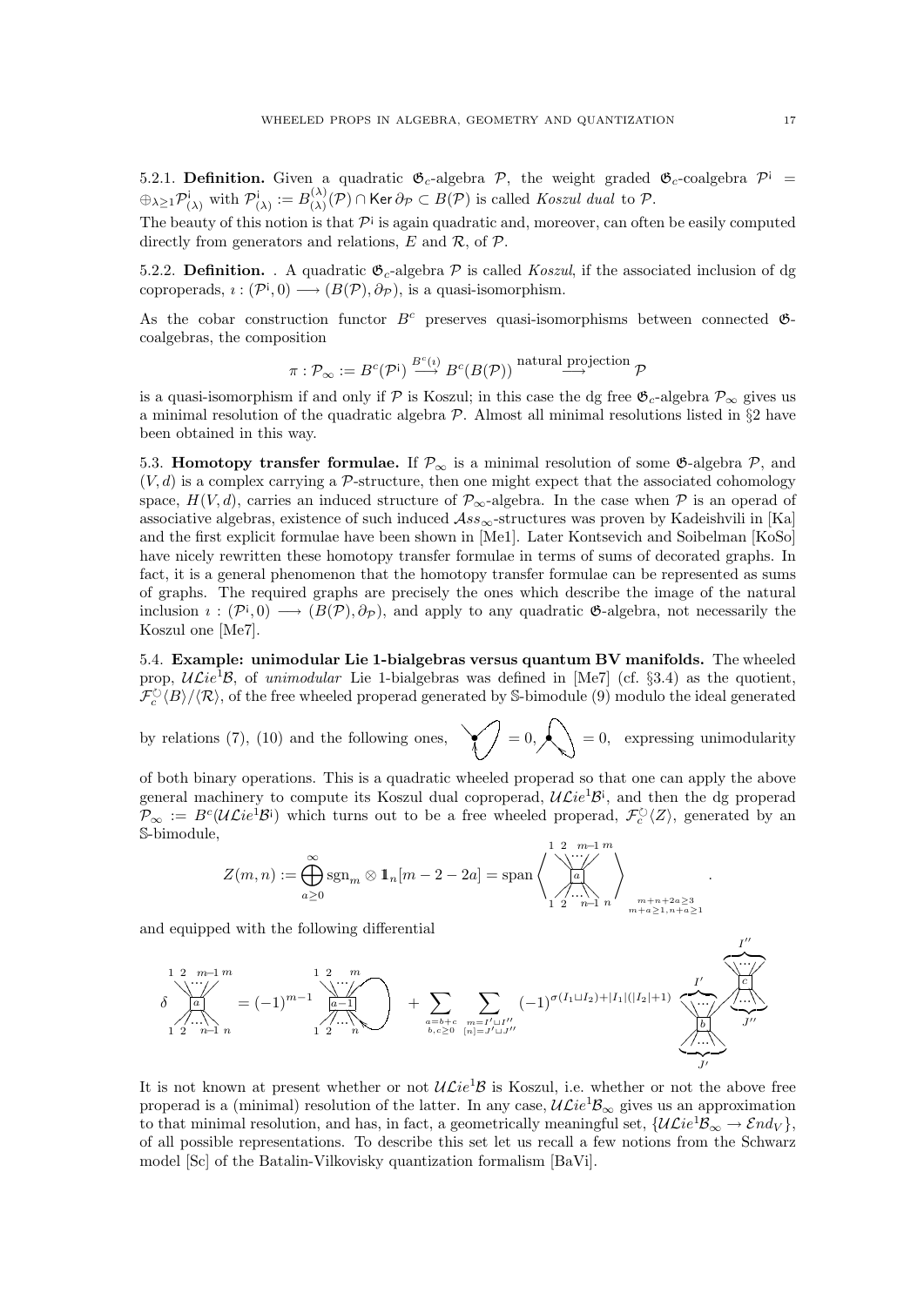5.2.1. **Definition.** Given a quadratic $\mathfrak{G}_c$-algebra $\mathcal{P}$, the weight graded $\mathfrak{G}_c$-coalgebra $\mathcal{P}^{\mathsf{i}} = \oplus_{\lambda\geq 1}\mathcal{P}^{\mathsf{i}}_{(\lambda)}$ with $\mathcal{P}^{\mathsf{i}}_{(\lambda)} := B^{(\lambda)}_{(\lambda)}(\mathcal{P}) \cap \mathsf{Ker}\, \partial_{\mathcal{P}} \subset B(\mathcal{P})$ is called *Koszul dual* to $\mathcal{P}$.

The beauty of this notion is that $\mathcal{P}^{\mathsf{i}}$ is again quadratic and, moreover, can often be easily computed directly from generators and relations, $E$ and $\mathcal{R}$, of $\mathcal{P}$.

5.2.2. **Definition.** . A quadratic $\mathfrak{G}_c$-algebra $\mathcal{P}$ is called *Koszul*, if the associated inclusion of dg coproperads, $\imath : (\mathcal{P}^{\mathsf{i}}, 0) \longrightarrow (B(\mathcal{P}), \partial_{\mathcal{P}})$, is a quasi-isomorphism.

As the cobar construction functor $B^c$ preserves quasi-isomorphisms between connected $\mathfrak{G}$-coalgebras, the composition

$$\pi : \mathcal{P}_\infty := B^c(\mathcal{P}^{\mathsf{i}}) \stackrel{B^c(\imath)}{\longrightarrow} B^c(B(\mathcal{P})) \stackrel{\text{natural projection}}{\longrightarrow} \mathcal{P}$$

is a quasi-isomorphism if and only if $\mathcal{P}$ is Koszul; in this case the dg free $\mathfrak{G}_c$-algebra $\mathcal{P}_\infty$ gives us a minimal resolution of the quadratic algebra $\mathcal{P}$. Almost all minimal resolutions listed in §2 have been obtained in this way.

5.3. **Homotopy transfer formulae.** If $\mathcal{P}_\infty$ is a minimal resolution of some $\mathfrak{G}$-algebra $\mathcal{P}$, and $(V, d)$ is a complex carrying a $\mathcal{P}$-structure, then one might expect that the associated cohomology space, $H(V, d)$, carries an induced structure of $\mathcal{P}_\infty$-algebra. In the case when $\mathcal{P}$ is an operad of associative algebras, existence of such induced $\mathcal{A}ss_\infty$-structures was proven by Kadeishvili in [Ka] and the first explicit formulae have been shown in [Me1]. Later Kontsevich and Soibelman [KoSo] have nicely rewritten these homotopy transfer formulae in terms of sums of decorated graphs. In fact, it is a general phenomenon that the homotopy transfer formulae can be represented as sums of graphs. The required graphs are precisely the ones which describe the image of the natural inclusion $\imath : (\mathcal{P}^{\mathsf{i}}, 0) \longrightarrow (B(\mathcal{P}), \partial_{\mathcal{P}})$, and apply to any quadratic $\mathfrak{G}$-algebra, not necessarily the Koszul one [Me7].

5.4. **Example: unimodular Lie 1-bialgebras versus quantum BV manifolds.** The wheeled prop, $\mathcal{U}\mathcal{L}ie^1\mathcal{B}$, of *unimodular* Lie 1-bialgebras was defined in [Me7] (cf. §3.4) as the quotient, $\mathcal{F}_c^{\circlearrowright}\langle B\rangle/\langle\mathcal{R}\rangle$, of the free wheeled properad generated by $\mathbb{S}$-bimodule (9) modulo the ideal generated by relations (7), (10) and the following ones, [graph] $= 0$, [graph] $= 0$, expressing unimodularity of both binary operations. This is a quadratic wheeled properad so that one can apply the above general machinery to compute its Koszul dual coproperad, $\mathcal{U}\mathcal{L}ie^1\mathcal{B}^{\mathsf{i}}$, and then the dg properad $\mathcal{P}_\infty := B^c(\mathcal{U}\mathcal{L}ie^1\mathcal{B}^{\mathsf{i}})$ which turns out to be a free wheeled properad, $\mathcal{F}_c^{\circlearrowright}\langle Z\rangle$, generated by an $\mathbb{S}$-bimodule,

$$Z(m,n) := \bigoplus_{a\geq 0}^{\infty} \mathrm{sgn}_m \otimes \mathbb{1}_n[m-2-2a] = \mathrm{span}\left\langle \text{[corolla with vertex } a\text{, outputs } 1,2,\ldots,m-1,m\text{, inputs } 1,2,\ldots,n-1,n] \right\rangle_{\substack{m+n+2a\geq 3\\ m+a\geq 1,\, n+a\geq 1}}.$$

and equipped with the following differential

$$\delta\, [a]^{1\,2\,\ldots\,m-1\,m}_{1\,2\,\ldots\,n-1\,n} = (-1)^{m-1}\, [a-1 \text{ with a loop}]^{1\,2\,\ldots\,m}_{1\,2\,\ldots\,n} + \sum_{\substack{a=b+c\\ b,c\geq 0}} \sum_{\substack{m=I'\sqcup I''\\ [n]=J'\sqcup J''}} (-1)^{\sigma(I_1\sqcup I_2)+|I_1|(|I_2|+1)}\, [b]^{I'}_{J'} \circ [c]^{I''}_{J''}$$

It is not known at present whether or not $\mathcal{U}\mathcal{L}ie^1\mathcal{B}$ is Koszul, i.e. whether or not the above free properad is a (minimal) resolution of the latter. In any case, $\mathcal{U}\mathcal{L}ie^1\mathcal{B}_\infty$ gives us an approximation to that minimal resolution, and has, in fact, a geometrically meaningful set, $\{\mathcal{U}\mathcal{L}ie^1\mathcal{B}_\infty \to \mathcal{E}nd_V\}$, of all possible representations. To describe this set let us recall a few notions from the Schwarz model [Sc] of the Batalin-Vilkovisky quantization formalism [BaVi].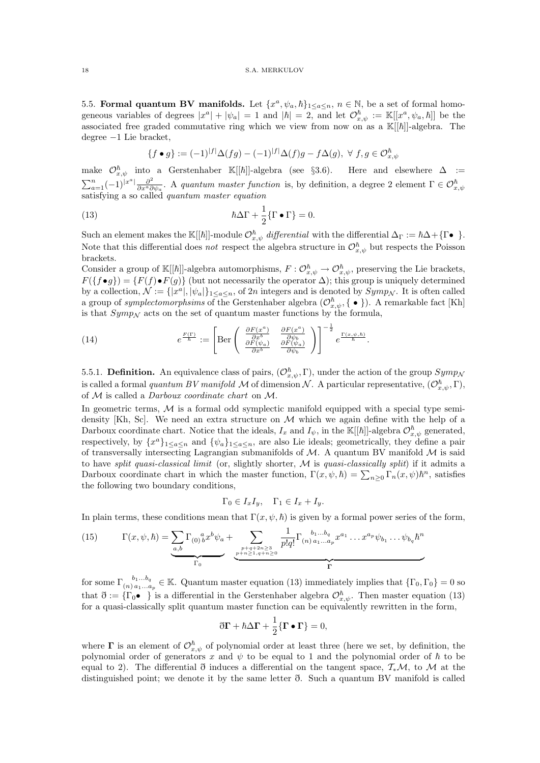**5.5. Formal quantum BV manifolds.** Let $\{x^a, \psi_a, \hbar\}_{1\leq a\leq n}$, $n \in \mathbb{N}$, be a set of formal homogeneous variables of degrees $|x^a| + |\psi_a| = 1$ and $|\hbar| = 2$, and let $\mathcal{O}^\hbar_{x,\psi} := \mathbb{K}[[x^a, \psi_a, \hbar]]$ be the associated free graded commutative ring which we view from now on as a $\mathbb{K}[[\hbar]]$-algebra. The degree $-1$ Lie bracket,

$$\{f \bullet g\} := (-1)^{|f|}\Delta(fg) - (-1)^{|f|}\Delta(f)g - f\Delta(g), \ \forall\ f, g \in \mathcal{O}^\hbar_{x,\psi}$$

make $\mathcal{O}^\hbar_{x,\psi}$ into a Gerstenhaber $\mathbb{K}[[\hbar]]$-algebra (see §3.6). Here and elsewhere $\Delta := \sum_{a=1}^n (-1)^{|x^a|}\frac{\partial^2}{\partial x^a \partial \psi_a}$. A *quantum master function* is, by definition, a degree 2 element $\Gamma \in \mathcal{O}^\hbar_{x,\psi}$ satisfying a so called *quantum master equation*

$$\hbar\Delta\Gamma + \frac{1}{2}\{\Gamma \bullet \Gamma\} = 0. \tag{13}$$

Such an element makes the $\mathbb{K}[[\hbar]]$-module $\mathcal{O}^\hbar_{x,\psi}$ *differential* with the differential $\Delta_\Gamma := \hbar\Delta + \{\Gamma \bullet \ \}$. Note that this differential does *not* respect the algebra structure in $\mathcal{O}^\hbar_{x,\psi}$ but respects the Poisson brackets.

Consider a group of $\mathbb{K}[[\hbar]]$-algebra automorphisms, $F : \mathcal{O}^\hbar_{x,\psi} \to \mathcal{O}^\hbar_{x,\psi}$, preserving the Lie brackets, $F(\{f \bullet g\}) = \{F(f) \bullet F(g)\}$ (but not necessarily the operator $\Delta$); this group is uniquely determined by a collection, $\mathcal{N} := \{|x^a|, |\psi_a|\}_{1\leq a\leq n}$, of $2n$ integers and is denoted by $Symp_\mathcal{N}$. It is often called a group of *symplectomorphsims* of the Gerstenhaber algebra $(\mathcal{O}^\hbar_{x,\psi}, \{\ \bullet\ \})$. A remarkable fact [Kh] is that $Symp_\mathcal{N}$ acts on the set of quantum master functions by the formula,

$$e^{\frac{F(\Gamma)}{\hbar}} := \left[\mathrm{Ber}\begin{pmatrix} \frac{\partial F(x^a)}{\partial x^b} & \frac{\partial F(x^a)}{\partial \psi_b} \\ \frac{\partial F(\psi_a)}{\partial x^b} & \frac{\partial F(\psi_a)}{\partial \psi_b} \end{pmatrix}\right]^{-\frac{1}{2}} e^{\frac{\Gamma(x,\psi,\hbar)}{\hbar}}. \tag{14}$$

**5.5.1. Definition.** An equivalence class of pairs, $(\mathcal{O}^\hbar_{x,\psi}, \Gamma)$, under the action of the group $Symp_\mathcal{N}$ is called a formal *quantum BV manifold* $\mathcal{M}$ of dimension $\mathcal{N}$. A particular representative, $(\mathcal{O}^\hbar_{x,\psi}, \Gamma)$, of $\mathcal{M}$ is called a *Darboux coordinate chart* on $\mathcal{M}$.

In geometric terms, $\mathcal{M}$ is a formal odd symplectic manifold equipped with a special type semi-density [Kh, Sc]. We need an extra structure on $\mathcal{M}$ which we again define with the help of a Darboux coordinate chart. Notice that the ideals, $I_x$ and $I_\psi$, in the $\mathbb{K}[[\hbar]]$-algebra $\mathcal{O}^\hbar_{x,\psi}$ generated, respectively, by $\{x^a\}_{1\leq a\leq n}$ and $\{\psi_a\}_{1\leq a\leq n}$, are also Lie ideals; geometrically, they define a pair of transversally intersecting Lagrangian submanifolds of $\mathcal{M}$. A quantum BV manifold $\mathcal{M}$ is said to have *split quasi-classical limit* (or, slightly shorter, $\mathcal{M}$ is *quasi-classically split*) if it admits a Darboux coordinate chart in which the master function, $\Gamma(x, \psi, \hbar) = \sum_{n\geq 0}\Gamma_n(x,\psi)\hbar^n$, satisfies the following two boundary conditions,

$$\Gamma_0 \in I_x I_y, \quad \Gamma_1 \in I_x + I_y.$$

In plain terms, these conditions mean that $\Gamma(x, \psi, \hbar)$ is given by a formal power series of the form,

$$\Gamma(x,\psi,\hbar) = \underbrace{\sum_{a,b}\Gamma_{(0)}{}^a_b x^b\psi_a}_{\Gamma_0} + \underbrace{\sum_{\substack{p+q+2n\geq 3\\ p+n\geq 1, q+n\geq 0}} \frac{1}{p!q!}\Gamma_{(n)}{}^{b_1\ldots b_q}_{a_1\ldots a_p} x^{a_1}\ldots x^{a_p}\psi_{b_1}\ldots\psi_{b_q}\hbar^n}_{\mathbf{\Gamma}} \tag{15}$$

for some $\Gamma_{(n)}{}^{b_1\ldots b_q}_{a_1\ldots a_p} \in \mathbb{K}$. Quantum master equation (13) immediately implies that $\{\Gamma_0, \Gamma_0\} = 0$ so that $\eth := \{\Gamma_0 \bullet \ \}$ is a differential in the Gerstenhaber algebra $\mathcal{O}^\hbar_{x,\psi}$. Then master equation (13) for a quasi-classically split quantum master function can be equivalently rewritten in the form,

$$\eth\mathbf{\Gamma} + \hbar\Delta\mathbf{\Gamma} + \frac{1}{2}\{\mathbf{\Gamma} \bullet \mathbf{\Gamma}\} = 0,$$

where $\mathbf{\Gamma}$ is an element of $\mathcal{O}^\hbar_{x,\psi}$ of polynomial order at least three (here we set, by definition, the polynomial order of generators $x$ and $\psi$ to be equal to 1 and the polynomial order of $\hbar$ to be equal to 2). The differential $\eth$ induces a differential on the tangent space, $\mathcal{T}_*\mathcal{M}$, to $\mathcal{M}$ at the distinguished point; we denote it by the same letter $\eth$. Such a quantum BV manifold is called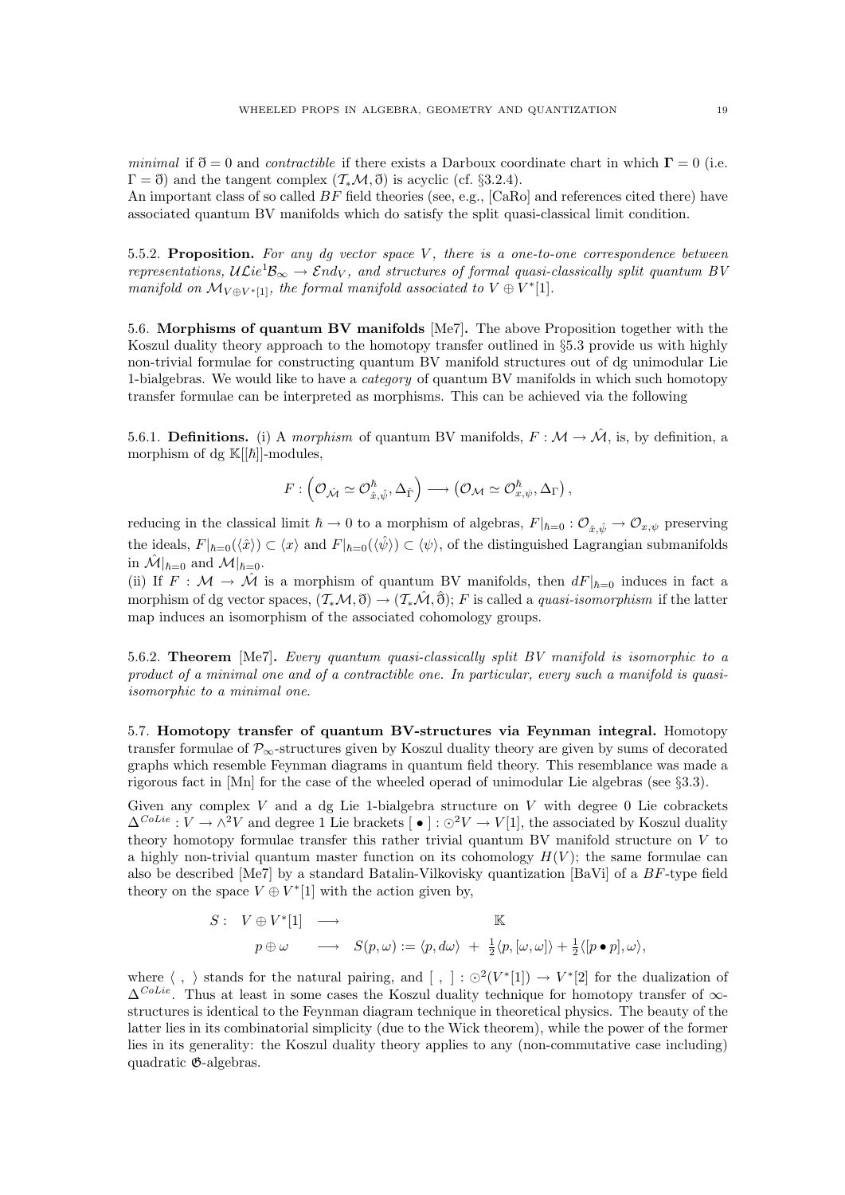*minimal* if $\eth = 0$ and *contractible* if there exists a Darboux coordinate chart in which $\mathbf{\Gamma} = 0$ (i.e. $\Gamma = \eth$) and the tangent complex $(\mathcal{T}_*\mathcal{M}, \eth)$ is acyclic (cf. §3.2.4).
An important class of so called $BF$ field theories (see, e.g., [CaRo] and references cited there) have associated quantum BV manifolds which do satisfy the split quasi-classical limit condition.

5.5.2. **Proposition.** *For any dg vector space $V$, there is a one-to-one correspondence between representations, $\mathcal{UL}ie^1\mathcal{B}_\infty \to \mathcal{E}nd_V$, and structures of formal quasi-classically split quantum BV manifold on $\mathcal{M}_{V\oplus V^*[1]}$, the formal manifold associated to $V \oplus V^*[1]$.*

5.6. **Morphisms of quantum BV manifolds** [Me7]**.** The above Proposition together with the Koszul duality theory approach to the homotopy transfer outlined in §5.3 provide us with highly non-trivial formulae for constructing quantum BV manifold structures out of dg unimodular Lie 1-bialgebras. We would like to have a *category* of quantum BV manifolds in which such homotopy transfer formulae can be interpreted as morphisms. This can be achieved via the following

5.6.1. **Definitions.** (i) A *morphism* of quantum BV manifolds, $F : \mathcal{M} \to \hat{\mathcal{M}}$, is, by definition, a morphism of dg $\mathbb{K}[[\hbar]]$-modules,

$$F : \left(\mathcal{O}_{\hat{\mathcal{M}}} \simeq \mathcal{O}^\hbar_{\hat{x},\hat{\psi}}, \Delta_{\hat{\Gamma}}\right) \longrightarrow \left(\mathcal{O}_{\mathcal{M}} \simeq \mathcal{O}^\hbar_{x,\psi}, \Delta_{\Gamma}\right),$$

reducing in the classical limit $\hbar \to 0$ to a morphism of algebras, $F|_{\hbar=0} : \mathcal{O}_{\hat{x},\hat{\psi}} \to \mathcal{O}_{x,\psi}$ preserving the ideals, $F|_{\hbar=0}(\langle\hat{x}\rangle) \subset \langle x\rangle$ and $F|_{\hbar=0}(\langle\hat{\psi}\rangle) \subset \langle\psi\rangle$, of the distinguished Lagrangian submanifolds in $\hat{\mathcal{M}}|_{\hbar=0}$ and $\mathcal{M}|_{\hbar=0}$.
(ii) If $F : \mathcal{M} \to \hat{\mathcal{M}}$ is a morphism of quantum BV manifolds, then $dF|_{\hbar=0}$ induces in fact a morphism of dg vector spaces, $(\mathcal{T}_*\mathcal{M}, \eth) \to (\mathcal{T}_*\hat{\mathcal{M}}, \hat{\eth})$; $F$ is called a *quasi-isomorphism* if the latter map induces an isomorphism of the associated cohomology groups.

5.6.2. **Theorem** [Me7]**.** *Every quantum quasi-classically split BV manifold is isomorphic to a product of a minimal one and of a contractible one. In particular, every such a manifold is quasi-isomorphic to a minimal one.*

5.7. **Homotopy transfer of quantum BV-structures via Feynman integral.** Homotopy transfer formulae of $\mathcal{P}_\infty$-structures given by Koszul duality theory are given by sums of decorated graphs which resemble Feynman diagrams in quantum field theory. This resemblance was made a rigorous fact in [Mn] for the case of the wheeled operad of unimodular Lie algebras (see §3.3).

Given any complex $V$ and a dg Lie 1-bialgebra structure on $V$ with degree 0 Lie cobrackets $\Delta^{CoLie} : V \to \wedge^2 V$ and degree 1 Lie brackets $[\bullet] : \odot^2 V \to V[1]$, the associated by Koszul duality theory homotopy formulae transfer this rather trivial quantum BV manifold structure on $V$ to a highly non-trivial quantum master function on its cohomology $H(V)$; the same formulae can also be described [Me7] by a standard Batalin-Vilkovisky quantization [BaVi] of a $BF$-type field theory on the space $V \oplus V^*[1]$ with the action given by,

$$\begin{array}{rccl} S: & V \oplus V^*[1] & \longrightarrow & \mathbb{K} \\ & p \oplus \omega & \longrightarrow & S(p,\omega) := \langle p, d\omega\rangle \ + \ \frac{1}{2}\langle p, [\omega,\omega]\rangle + \frac{1}{2}\langle [p \bullet p], \omega\rangle, \end{array}$$

where $\langle\ ,\ \rangle$ stands for the natural pairing, and $[\ ,\ ] : \odot^2(V^*[1]) \to V^*[2]$ for the dualization of $\Delta^{CoLie}$. Thus at least in some cases the Koszul duality technique for homotopy transfer of $\infty$-structures is identical to the Feynman diagram technique in theoretical physics. The beauty of the latter lies in its combinatorial simplicity (due to the Wick theorem), while the power of the former lies in its generality: the Koszul duality theory applies to any (non-commutative case including) quadratic $\mathfrak{G}$-algebras.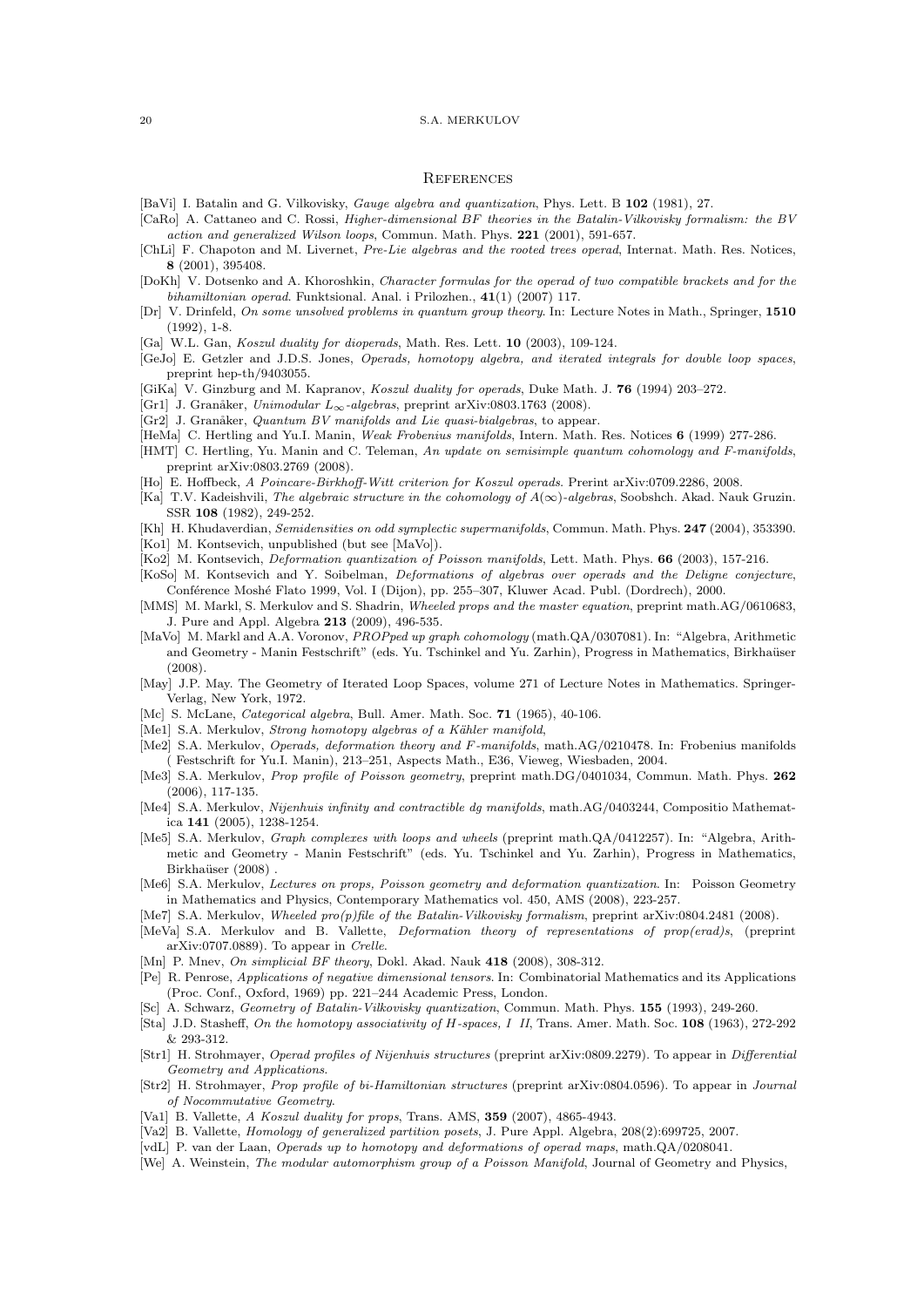## References

[BaVi] I. Batalin and G. Vilkovisky, *Gauge algebra and quantization*, Phys. Lett. B **102** (1981), 27.

[CaRo] A. Cattaneo and C. Rossi, *Higher-dimensional BF theories in the Batalin-Vilkovisky formalism: the BV action and generalized Wilson loops*, Commun. Math. Phys. **221** (2001), 591-657.

[ChLi] F. Chapoton and M. Livernet, *Pre-Lie algebras and the rooted trees operad*, Internat. Math. Res. Notices, **8** (2001), 395408.

[DoKh] V. Dotsenko and A. Khoroshkin, *Character formulas for the operad of two compatible brackets and for the bihamiltonian operad*. Funktsional. Anal. i Prilozhen., **41**(1) (2007) 117.

[Dr] V. Drinfeld, *On some unsolved problems in quantum group theory*. In: Lecture Notes in Math., Springer, **1510** (1992), 1-8.

[Ga] W.L. Gan, *Koszul duality for dioperads*, Math. Res. Lett. **10** (2003), 109-124.

[GeJo] E. Getzler and J.D.S. Jones, *Operads, homotopy algebra, and iterated integrals for double loop spaces*, preprint hep-th/9403055.

[GiKa] V. Ginzburg and M. Kapranov, *Koszul duality for operads*, Duke Math. J. **76** (1994) 203–272.

[Gr1] J. Granåker, *Unimodular $L_\infty$-algebras*, preprint arXiv:0803.1763 (2008).

[Gr2] J. Granåker, *Quantum BV manifolds and Lie quasi-bialgebras*, to appear.

[HeMa] C. Hertling and Yu.I. Manin, *Weak Frobenius manifolds*, Intern. Math. Res. Notices **6** (1999) 277-286.

[HMT] C. Hertling, Yu. Manin and C. Teleman, *An update on semisimple quantum cohomology and F-manifolds*, preprint arXiv:0803.2769 (2008).

[Ho] E. Hoffbeck, *A Poincare-Birkhoff-Witt criterion for Koszul operads*. Prerint arXiv:0709.2286, 2008.

[Ka] T.V. Kadeishvili, *The algebraic structure in the cohomology of $A(\infty)$-algebras*, Soobshch. Akad. Nauk Gruzin. SSR **108** (1982), 249-252.

[Kh] H. Khudaverdian, *Semidensities on odd symplectic supermanifolds*, Commun. Math. Phys. **247** (2004), 353390.

[Ko1] M. Kontsevich, unpublished (but see [MaVo]).

[Ko2] M. Kontsevich, *Deformation quantization of Poisson manifolds*, Lett. Math. Phys. **66** (2003), 157-216.

[KoSo] M. Kontsevich and Y. Soibelman, *Deformations of algebras over operads and the Deligne conjecture*, Conférence Moshé Flato 1999, Vol. I (Dijon), pp. 255–307, Kluwer Acad. Publ. (Dordrech), 2000.

[MMS] M. Markl, S. Merkulov and S. Shadrin, *Wheeled props and the master equation*, preprint math.AG/0610683, J. Pure and Appl. Algebra **213** (2009), 496-535.

[MaVo] M. Markl and A.A. Voronov, *PROPped up graph cohomology* (math.QA/0307081). In: "Algebra, Arithmetic and Geometry - Manin Festschrift" (eds. Yu. Tschinkel and Yu. Zarhin), Progress in Mathematics, Birkhaüser (2008).

[May] J.P. May. The Geometry of Iterated Loop Spaces, volume 271 of Lecture Notes in Mathematics. Springer-Verlag, New York, 1972.

[Mc] S. McLane, *Categorical algebra*, Bull. Amer. Math. Soc. **71** (1965), 40-106.

[Me1] S.A. Merkulov, *Strong homotopy algebras of a Kähler manifold*,

[Me2] S.A. Merkulov, *Operads, deformation theory and F-manifolds*, math.AG/0210478. In: Frobenius manifolds ( Festschrift for Yu.I. Manin), 213–251, Aspects Math., E36, Vieweg, Wiesbaden, 2004.

[Me3] S.A. Merkulov, *Prop profile of Poisson geometry*, preprint math.DG/0401034, Commun. Math. Phys. **262** (2006), 117-135.

[Me4] S.A. Merkulov, *Nijenhuis infinity and contractible dg manifolds*, math.AG/0403244, Compositio Mathematica **141** (2005), 1238-1254.

[Me5] S.A. Merkulov, *Graph complexes with loops and wheels* (preprint math.QA/0412257). In: "Algebra, Arithmetic and Geometry - Manin Festschrift" (eds. Yu. Tschinkel and Yu. Zarhin), Progress in Mathematics, Birkhaüser (2008) .

[Me6] S.A. Merkulov, *Lectures on props, Poisson geometry and deformation quantization*. In: Poisson Geometry in Mathematics and Physics, Contemporary Mathematics vol. 450, AMS (2008), 223-257.

[Me7] S.A. Merkulov, *Wheeled pro(p)file of the Batalin-Vilkovisky formalism*, preprint arXiv:0804.2481 (2008).

[MeVa] S.A. Merkulov and B. Vallette, *Deformation theory of representations of prop(erad)s*, (preprint arXiv:0707.0889). To appear in *Crelle*.

[Mn] P. Mnev, *On simplicial BF theory*, Dokl. Akad. Nauk **418** (2008), 308-312.

[Pe] R. Penrose, *Applications of negative dimensional tensors*. In: Combinatorial Mathematics and its Applications (Proc. Conf., Oxford, 1969) pp. 221–244 Academic Press, London.

[Sc] A. Schwarz, *Geometry of Batalin-Vilkovisky quantization*, Commun. Math. Phys. **155** (1993), 249-260.

[Sta] J.D. Stasheff, *On the homotopy associativity of H-spaces, I II*, Trans. Amer. Math. Soc. **108** (1963), 272-292 & 293-312.

[Str1] H. Strohmayer, *Operad profiles of Nijenhuis structures* (preprint arXiv:0809.2279). To appear in *Differential Geometry and Applications*.

[Str2] H. Strohmayer, *Prop profile of bi-Hamiltonian structures* (preprint arXiv:0804.0596). To appear in *Journal of Nocommutative Geometry*.

[Va1] B. Vallette, *A Koszul duality for props*, Trans. AMS, **359** (2007), 4865-4943.

[Va2] B. Vallette, *Homology of generalized partition posets*, J. Pure Appl. Algebra, 208(2):699725, 2007.

[vdL] P. van der Laan, *Operads up to homotopy and deformations of operad maps*, math.QA/0208041.

[We] A. Weinstein, *The modular automorphism group of a Poisson Manifold*, Journal of Geometry and Physics,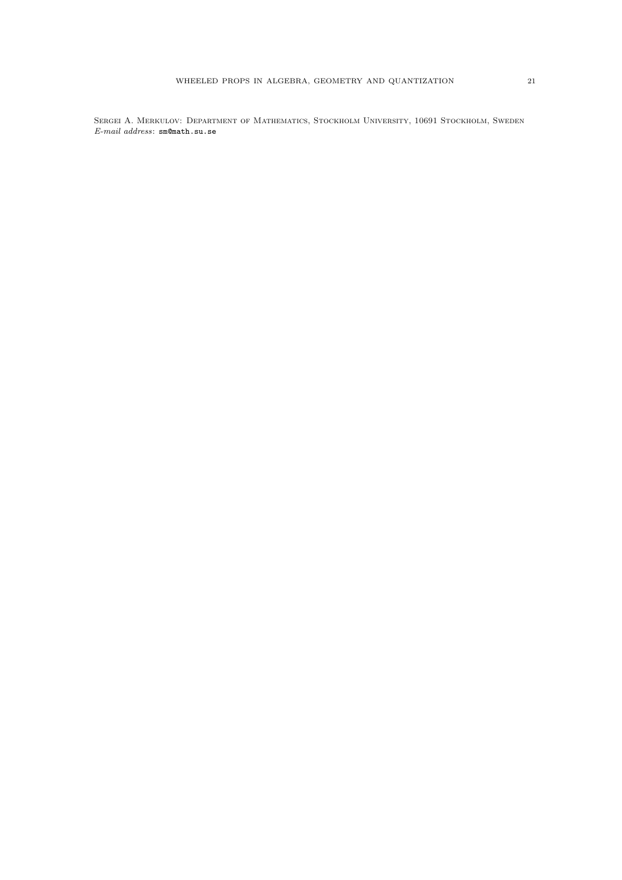Sergei A. Merkulov: Department of Mathematics, Stockholm University, 10691 Stockholm, Sweden
*E-mail address*: sm@math.su.se